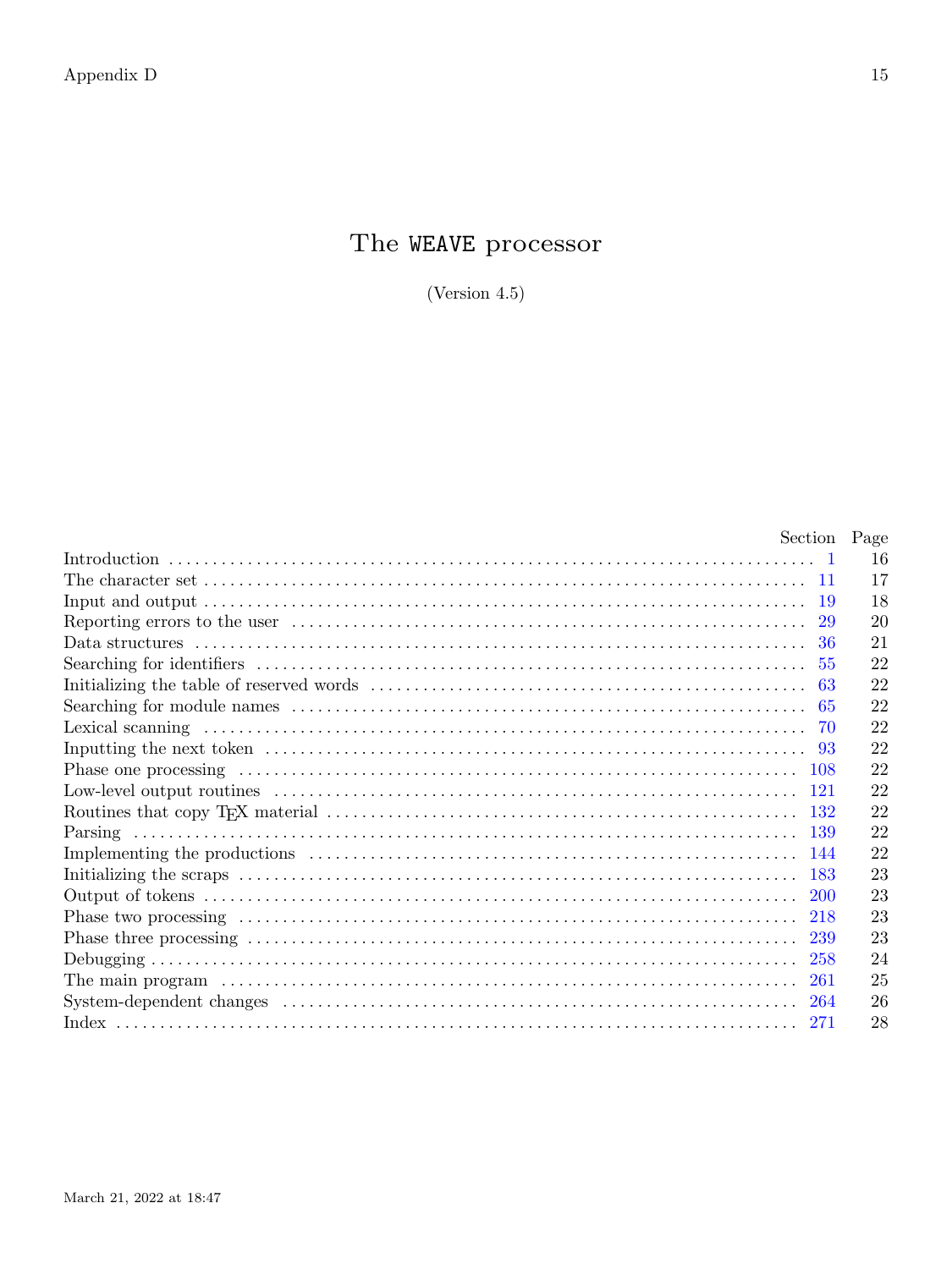# The WEAVE processor

(Version 4.5)

| | Section | Page |
|---|---|---|
| Introduction | 1 | 16 |
| The character set | 11 | 17 |
| Input and output | 19 | 18 |
| Reporting errors to the user | 29 | 20 |
| Data structures | 36 | 21 |
| Searching for identifiers | 55 | 22 |
| Initializing the table of reserved words | 63 | 22 |
| Searching for module names | 65 | 22 |
| Lexical scanning | 70 | 22 |
| Inputting the next token | 93 | 22 |
| Phase one processing | 108 | 22 |
| Low-level output routines | 121 | 22 |
| Routines that copy TEX material | 132 | 22 |
| Parsing | 139 | 22 |
| Implementing the productions | 144 | 22 |
| Initializing the scraps | 183 | 23 |
| Output of tokens | 200 | 23 |
| Phase two processing | 218 | 23 |
| Phase three processing | 239 | 23 |
| Debugging | 258 | 24 |
| The main program | 261 | 25 |
| System-dependent changes | 264 | 26 |
| Index | 271 | 28 |

March 21, 2022 at 18:47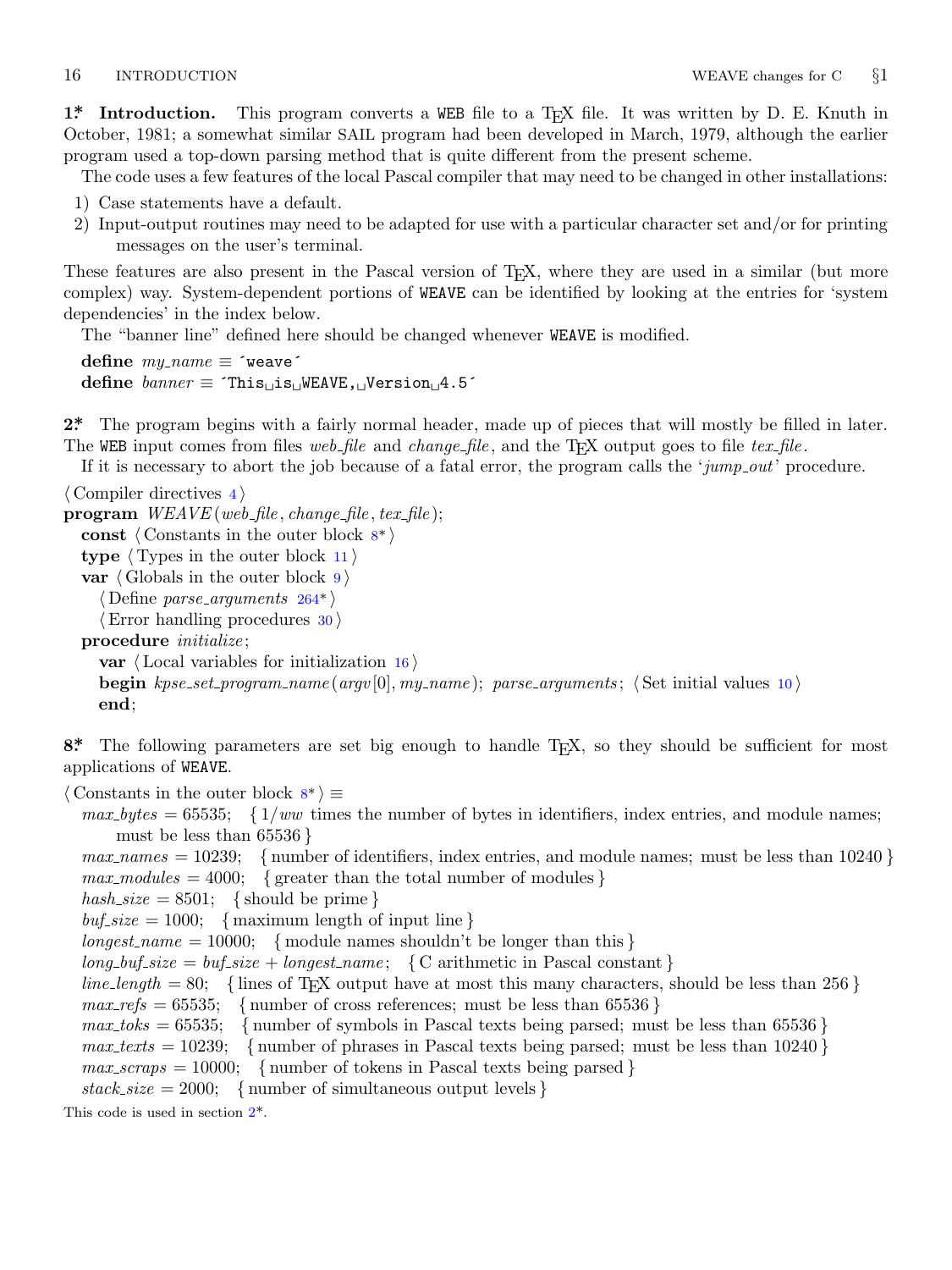**1\*. Introduction.** This program converts a WEB file to a TeX file. It was written by D. E. Knuth in October, 1981; a somewhat similar SAIL program had been developed in March, 1979, although the earlier program used a top-down parsing method that is quite different from the present scheme.

The code uses a few features of the local Pascal compiler that may need to be changed in other installations:

1) Case statements have a default.
2) Input-output routines may need to be adapted for use with a particular character set and/or for printing messages on the user's terminal.

These features are also present in the Pascal version of TeX, where they are used in a similar (but more complex) way. System-dependent portions of WEAVE can be identified by looking at the entries for 'system dependencies' in the index below.

The "banner line" defined here should be changed whenever WEAVE is modified.

**define** *my_name* ≡ `'weave'`
**define** *banner* ≡ `'This is WEAVE, Version 4.5'`

**2\*.** The program begins with a fairly normal header, made up of pieces that will mostly be filled in later. The WEB input comes from files *web_file* and *change_file*, and the TeX output goes to file *tex_file*.

If it is necessary to abort the job because of a fatal error, the program calls the '*jump_out*' procedure.

⟨ Compiler directives 4 ⟩
**program** *WEAVE*(*web_file*, *change_file*, *tex_file*);
  **const** ⟨ Constants in the outer block 8\* ⟩
  **type** ⟨ Types in the outer block 11 ⟩
  **var** ⟨ Globals in the outer block 9 ⟩
    ⟨ Define *parse_arguments* 264\* ⟩
    ⟨ Error handling procedures 30 ⟩
  **procedure** *initialize*;
    **var** ⟨ Local variables for initialization 16 ⟩
    **begin** *kpse_set_program_name*(*argv*[0], *my_name*); *parse_arguments*; ⟨ Set initial values 10 ⟩
    **end**;

**8\*.** The following parameters are set big enough to handle TeX, so they should be sufficient for most applications of WEAVE.

⟨ Constants in the outer block 8\* ⟩ ≡
  *max_bytes* = 65535; { 1/*ww* times the number of bytes in identifiers, index entries, and module names; must be less than 65536 }
  *max_names* = 10239; { number of identifiers, index entries, and module names; must be less than 10240 }
  *max_modules* = 4000; { greater than the total number of modules }
  *hash_size* = 8501; { should be prime }
  *buf_size* = 1000; { maximum length of input line }
  *longest_name* = 10000; { module names shouldn't be longer than this }
  *long_buf_size* = *buf_size* + *longest_name*; { C arithmetic in Pascal constant }
  *line_length* = 80; { lines of TeX output have at most this many characters, should be less than 256 }
  *max_refs* = 65535; { number of cross references; must be less than 65536 }
  *max_toks* = 65535; { number of symbols in Pascal texts being parsed; must be less than 65536 }
  *max_texts* = 10239; { number of phrases in Pascal texts being parsed; must be less than 10240 }
  *max_scraps* = 10000; { number of tokens in Pascal texts being parsed }
  *stack_size* = 2000; { number of simultaneous output levels }

This code is used in section 2\*.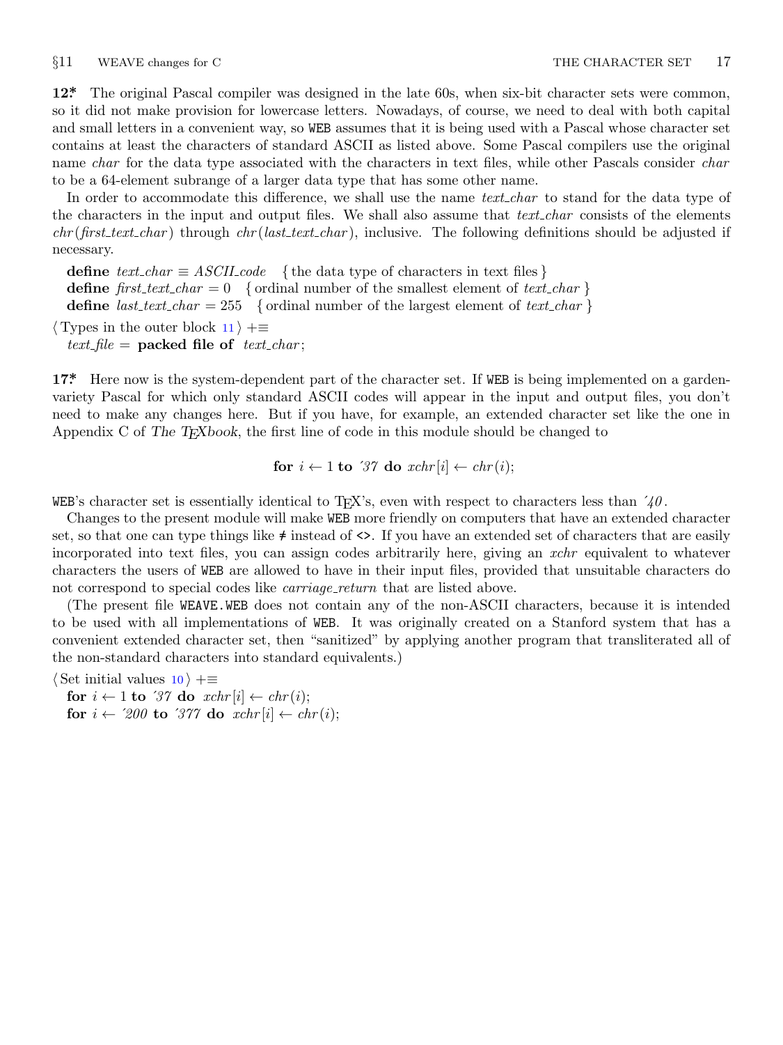**12\*** The original Pascal compiler was designed in the late 60s, when six-bit character sets were common, so it did not make provision for lowercase letters. Nowadays, of course, we need to deal with both capital and small letters in a convenient way, so WEB assumes that it is being used with a Pascal whose character set contains at least the characters of standard ASCII as listed above. Some Pascal compilers use the original name *char* for the data type associated with the characters in text files, while other Pascals consider *char* to be a 64-element subrange of a larger data type that has some other name.

In order to accommodate this difference, we shall use the name *text_char* to stand for the data type of the characters in the input and output files. We shall also assume that *text_char* consists of the elements *chr*(*first_text_char*) through *chr*(*last_text_char*), inclusive. The following definitions should be adjusted if necessary.

**define** *text_char* ≡ *ASCII_code* { the data type of characters in text files }
**define** *first_text_char* = 0 { ordinal number of the smallest element of *text_char* }
**define** *last_text_char* = 255 { ordinal number of the largest element of *text_char* }

⟨ Types in the outer block 11 ⟩ +≡
*text_file* = **packed file of** *text_char*;

**17\*** Here now is the system-dependent part of the character set. If WEB is being implemented on a garden-variety Pascal for which only standard ASCII codes will appear in the input and output files, you don't need to make any changes here. But if you have, for example, an extended character set like the one in Appendix C of *The TeXbook*, the first line of code in this module should be changed to

**for** $i \leftarrow 1$ **to** ´37 **do** *xchr*[*i*] ← *chr*(*i*);

WEB's character set is essentially identical to TeX's, even with respect to characters less than ´40.

Changes to the present module will make WEB more friendly on computers that have an extended character set, so that one can type things like ≠ instead of <>. If you have an extended set of characters that are easily incorporated into text files, you can assign codes arbitrarily here, giving an *xchr* equivalent to whatever characters the users of WEB are allowed to have in their input files, provided that unsuitable characters do not correspond to special codes like *carriage_return* that are listed above.

(The present file WEAVE.WEB does not contain any of the non-ASCII characters, because it is intended to be used with all implementations of WEB. It was originally created on a Stanford system that has a convenient extended character set, then "sanitized" by applying another program that transliterated all of the non-standard characters into standard equivalents.)

⟨ Set initial values 10 ⟩ +≡
**for** $i \leftarrow 1$ **to** ´37 **do** *xchr*[*i*] ← *chr*(*i*);
**for** $i \leftarrow$ ´200 **to** ´377 **do** *xchr*[*i*] ← *chr*(*i*);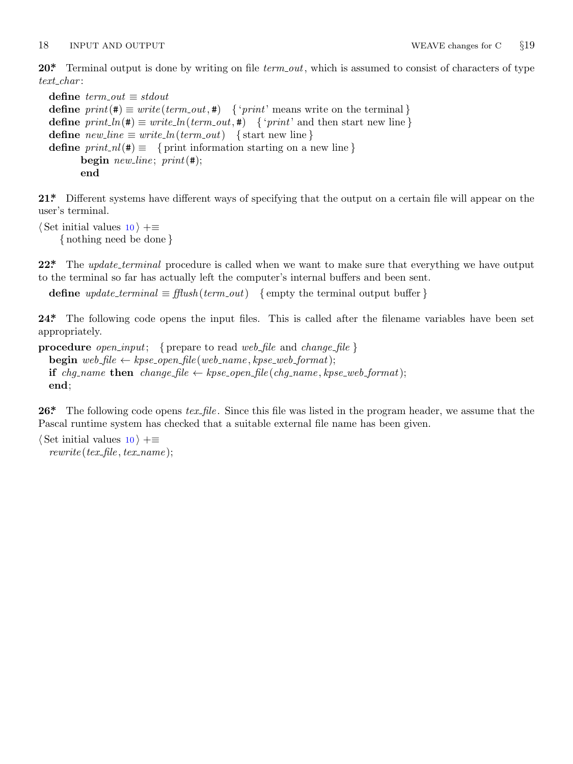**20\*** Terminal output is done by writing on file *term_out*, which is assumed to consist of characters of type *text_char*:

```
define term_out ≡ stdout
define print(#) ≡ write(term_out, #)   { 'print' means write on the terminal }
define print_ln(#) ≡ write_ln(term_out, #)   { 'print' and then start new line }
define new_line ≡ write_ln(term_out)   { start new line }
define print_nl(#) ≡   { print information starting on a new line }
        begin new_line; print(#);
        end
```

**21\*** Different systems have different ways of specifying that the output on a certain file will appear on the user's terminal.

```
⟨ Set initial values 10 ⟩ +≡
    { nothing need be done }
```

**22\*** The *update_terminal* procedure is called when we want to make sure that everything we have output to the terminal so far has actually left the computer's internal buffers and been sent.

```
define update_terminal ≡ fflush(term_out)   { empty the terminal output buffer }
```

**24\*** The following code opens the input files. This is called after the filename variables have been set appropriately.

```
procedure open_input;   { prepare to read web_file and change_file }
  begin web_file ← kpse_open_file(web_name, kpse_web_format);
  if chg_name then change_file ← kpse_open_file(chg_name, kpse_web_format);
  end;
```

**26\*** The following code opens *tex_file*. Since this file was listed in the program header, we assume that the Pascal runtime system has checked that a suitable external file name has been given.

```
⟨ Set initial values 10 ⟩ +≡
  rewrite(tex_file, tex_name);
```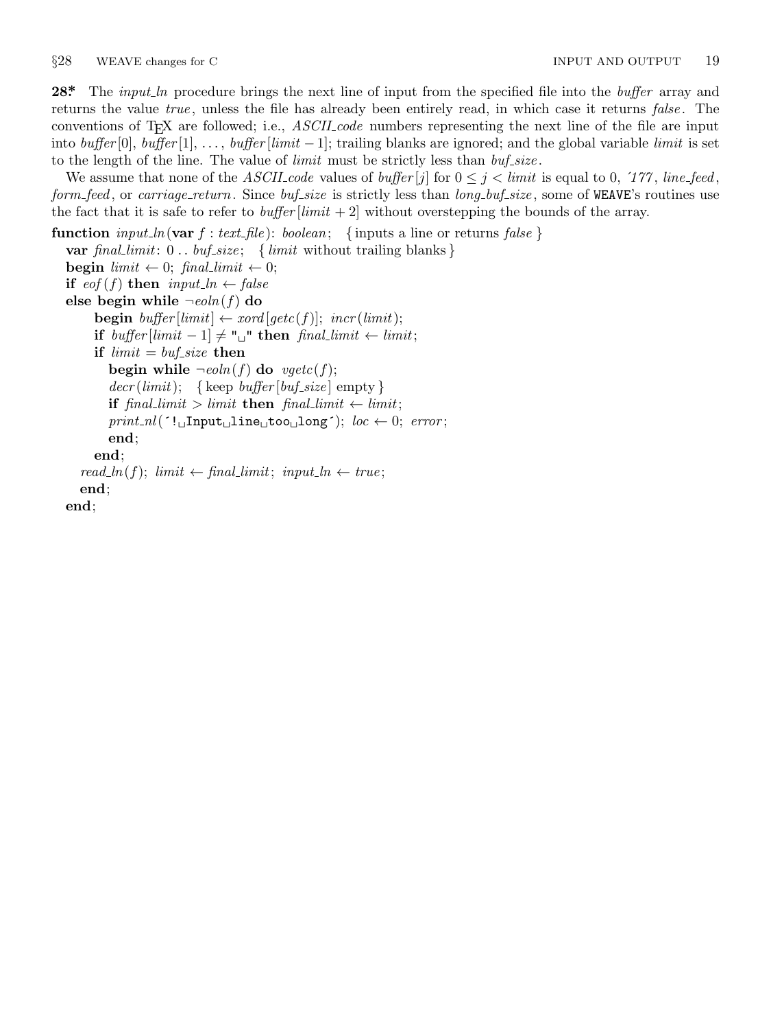**28*** The *input_ln* procedure brings the next line of input from the specified file into the *buffer* array and returns the value *true*, unless the file has already been entirely read, in which case it returns *false*. The conventions of TeX are followed; i.e., *ASCII_code* numbers representing the next line of the file are input into *buffer*[0], *buffer*[1], ..., *buffer*[*limit* − 1]; trailing blanks are ignored; and the global variable *limit* is set to the length of the line. The value of *limit* must be strictly less than *buf_size*.

We assume that none of the *ASCII_code* values of *buffer*[$j$] for $0 \le j < limit$ is equal to 0, ´177, *line_feed*, *form_feed*, or *carriage_return*. Since *buf_size* is strictly less than *long_buf_size*, some of WEAVE's routines use the fact that it is safe to refer to *buffer*[*limit* + 2] without overstepping the bounds of the array.

```
function input_ln(var f : text_file): boolean;   { inputs a line or returns false }
  var final_limit: 0 .. buf_size;   { limit without trailing blanks }
  begin limit ← 0; final_limit ← 0;
  if eof(f) then input_ln ← false
  else begin while ¬eoln(f) do
      begin buffer[limit] ← xord[getc(f)]; incr(limit);
      if buffer[limit − 1] ≠ "␣" then final_limit ← limit;
      if limit = buf_size then
        begin while ¬eoln(f) do vgetc(f);
        decr(limit);   { keep buffer[buf_size] empty }
        if final_limit > limit then final_limit ← limit;
        print_nl(´!␣Input␣line␣too␣long´); loc ← 0; error;
        end;
      end;
    read_ln(f); limit ← final_limit; input_ln ← true;
    end;
  end;
```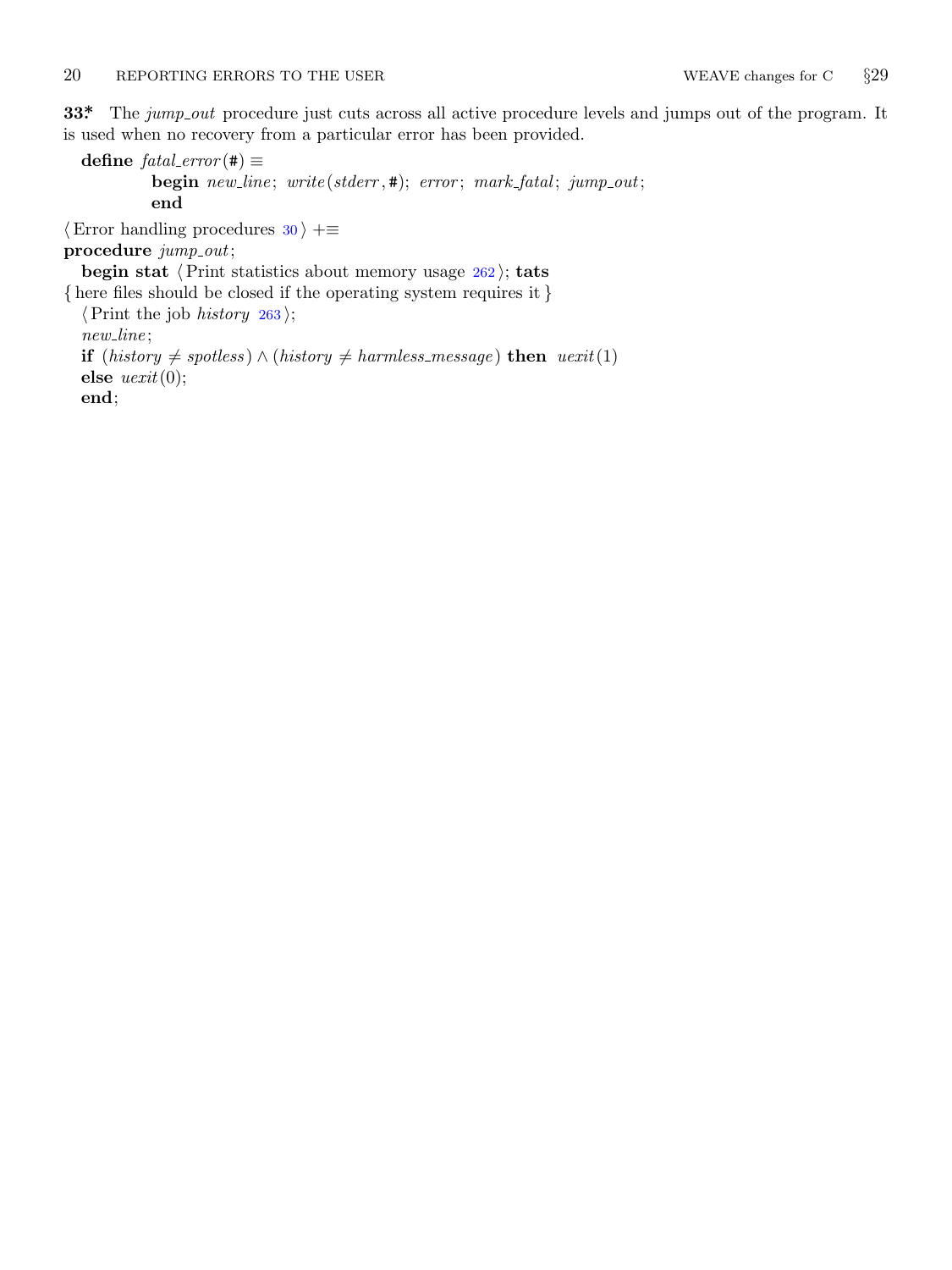**33\*** The *jump_out* procedure just cuts across all active procedure levels and jumps out of the program. It is used when no recovery from a particular error has been provided.

**define** *fatal_error*(#) ≡
  **begin** *new_line*; *write*(*stderr*, #); *error*; *mark_fatal*; *jump_out*;
  **end**

⟨ Error handling procedures 30 ⟩ +≡
**procedure** *jump_out*;
  **begin stat** ⟨ Print statistics about memory usage 262 ⟩; **tats**
{ here files should be closed if the operating system requires it }
  ⟨ Print the job *history* 263 ⟩;
  *new_line*;
  **if** $(history \neq spotless) \land (history \neq harmless\_message)$ **then** *uexit*(1)
  **else** *uexit*(0);
  **end**;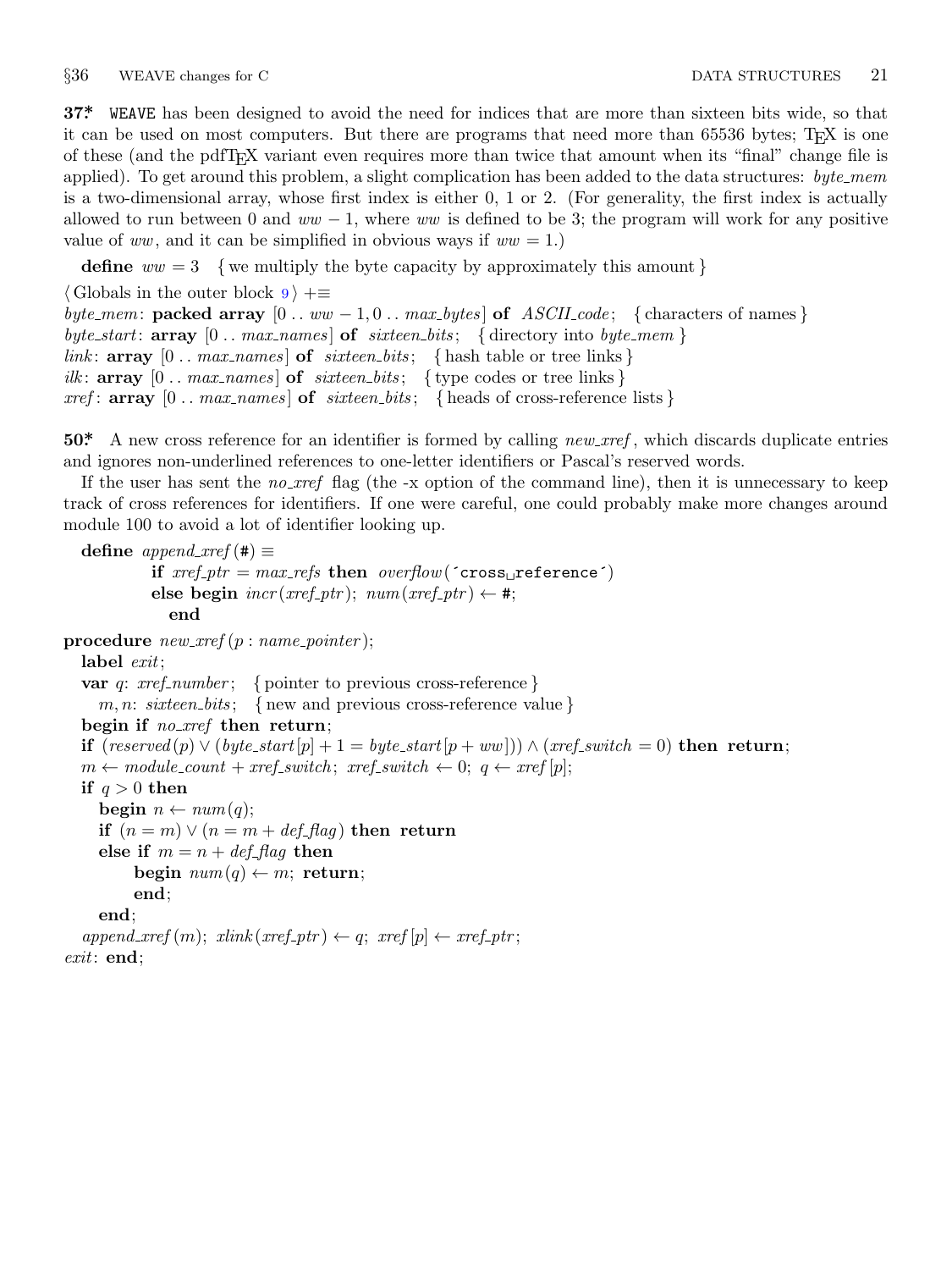**37*** WEAVE has been designed to avoid the need for indices that are more than sixteen bits wide, so that it can be used on most computers. But there are programs that need more than 65536 bytes; TEX is one of these (and the pdfTEX variant even requires more than twice that amount when its "final" change file is applied). To get around this problem, a slight complication has been added to the data structures: *byte_mem* is a two-dimensional array, whose first index is either 0, 1 or 2. (For generality, the first index is actually allowed to run between 0 and $ww - 1$, where $ww$ is defined to be 3; the program will work for any positive value of $ww$, and it can be simplified in obvious ways if $ww = 1$.)

```
define ww = 3  { we multiply the byte capacity by approximately this amount }

⟨ Globals in the outer block 9 ⟩ +≡
byte_mem: packed array [0 .. ww − 1, 0 .. max_bytes] of ASCII_code;   { characters of names }
byte_start: array [0 .. max_names] of sixteen_bits;   { directory into byte_mem }
link: array [0 .. max_names] of sixteen_bits;   { hash table or tree links }
ilk: array [0 .. max_names] of sixteen_bits;   { type codes or tree links }
xref: array [0 .. max_names] of sixteen_bits;   { heads of cross-reference lists }
```

**50*** A new cross reference for an identifier is formed by calling *new_xref*, which discards duplicate entries and ignores non-underlined references to one-letter identifiers or Pascal's reserved words.

If the user has sent the *no_xref* flag (the -x option of the command line), then it is unnecessary to keep track of cross references for identifiers. If one were careful, one could probably make more changes around module 100 to avoid a lot of identifier looking up.

```
define append_xref(#) ≡
          if xref_ptr = max_refs then overflow(´cross␣reference´)
          else begin incr(xref_ptr); num(xref_ptr) ← #;
            end

procedure new_xref(p : name_pointer);
  label exit;
  var q: xref_number;   { pointer to previous cross-reference }
    m, n: sixteen_bits;   { new and previous cross-reference value }
  begin if no_xref then return;
  if (reserved(p) ∨ (byte_start[p] + 1 = byte_start[p + ww])) ∧ (xref_switch = 0) then return;
  m ← module_count + xref_switch; xref_switch ← 0; q ← xref[p];
  if q > 0 then
    begin n ← num(q);
    if (n = m) ∨ (n = m + def_flag) then return
    else if m = n + def_flag then
          begin num(q) ← m; return;
          end;
    end;
  append_xref(m); xlink(xref_ptr) ← q; xref[p] ← xref_ptr;
exit: end;
```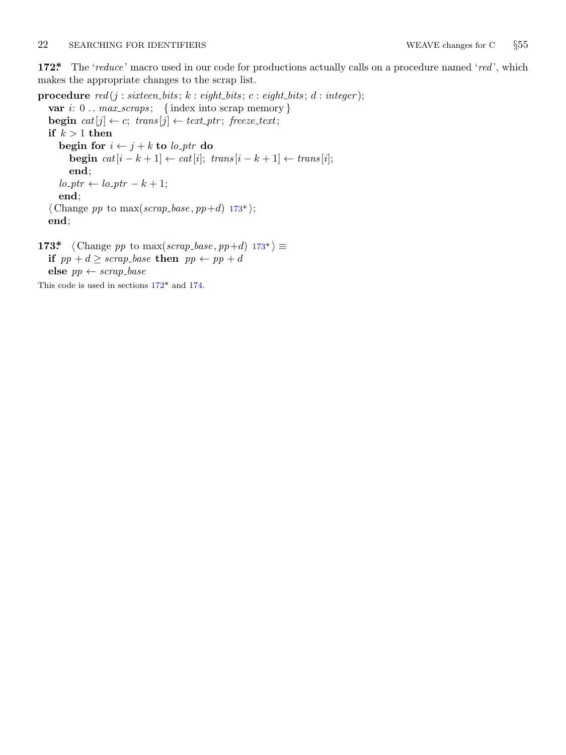**172\*** The '*reduce*' macro used in our code for productions actually calls on a procedure named '*red*', which makes the appropriate changes to the scrap list.

**procedure** *red*($j$ : *sixteen_bits*; $k$ : *eight_bits*; $c$ : *eight_bits*; $d$ : *integer*);
  **var** $i$: 0 . . *max_scraps*;  { index into scrap memory }
  **begin** $cat[j] \leftarrow c$; $trans[j] \leftarrow text\_ptr$; *freeze_text*;
  **if** $k > 1$ **then**
    **begin for** $i \leftarrow j + k$ **to** *lo_ptr* **do**
      **begin** $cat[i - k + 1] \leftarrow cat[i]$; $trans[i - k + 1] \leftarrow trans[i]$;
      **end**;
    $lo\_ptr \leftarrow lo\_ptr - k + 1$;
    **end**;
  ⟨ Change *pp* to max(*scrap_base*, *pp*+*d*) 173\* ⟩;
  **end**;

**173\*** ⟨ Change *pp* to max(*scrap_base*, *pp*+*d*) 173\* ⟩ ≡
  **if** $pp + d \geq scrap\_base$ **then** $pp \leftarrow pp + d$
  **else** $pp \leftarrow scrap\_base$

This code is used in sections 172\* and 174.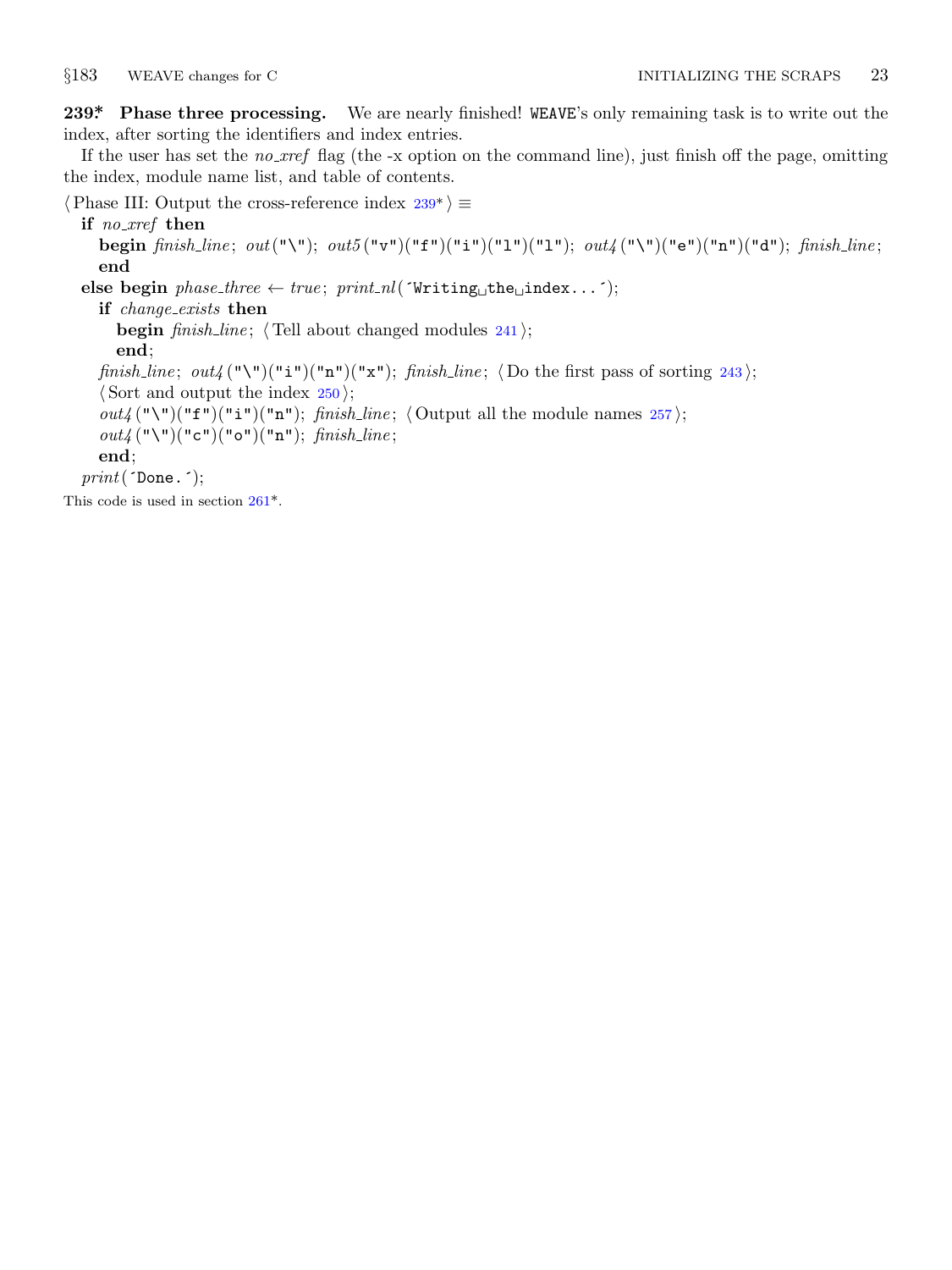**239\*. Phase three processing.** We are nearly finished! WEAVE's only remaining task is to write out the index, after sorting the identifiers and index entries.

If the user has set the *no_xref* flag (the -x option on the command line), just finish off the page, omitting the index, module name list, and table of contents.

```
⟨Phase III: Output the cross-reference index 239*⟩ ≡
  if no_xref then
    begin finish_line; out("\"); out5("v")("f")("i")("l")("l"); out4("\")("e")("n")("d"); finish_line;
    end
  else begin phase_three ← true; print_nl('Writing the index...');
    if change_exists then
      begin finish_line; ⟨Tell about changed modules 241⟩;
      end;
    finish_line; out4("\")("i")("n")("x"); finish_line; ⟨Do the first pass of sorting 243⟩;
    ⟨Sort and output the index 250⟩;
    out4("\")("f")("i")("n"); finish_line; ⟨Output all the module names 257⟩;
    out4("\")("c")("o")("n"); finish_line;
    end;
  print('Done.');
```

This code is used in section 261\*.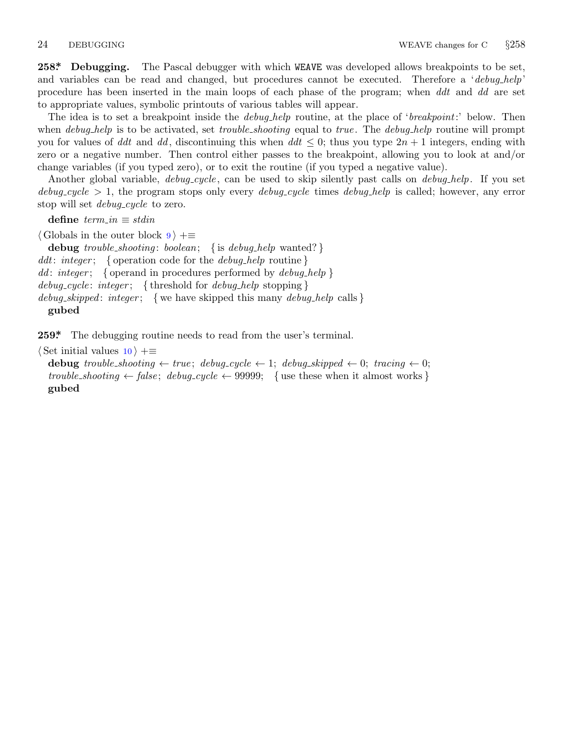**258\*. Debugging.** The Pascal debugger with which WEAVE was developed allows breakpoints to be set, and variables can be read and changed, but procedures cannot be executed. Therefore a '*debug_help*' procedure has been inserted in the main loops of each phase of the program; when *ddt* and *dd* are set to appropriate values, symbolic printouts of various tables will appear.

The idea is to set a breakpoint inside the *debug_help* routine, at the place of '*breakpoint*:' below. Then when *debug_help* is to be activated, set *trouble_shooting* equal to *true*. The *debug_help* routine will prompt you for values of *ddt* and *dd*, discontinuing this when $ddt \le 0$; thus you type $2n + 1$ integers, ending with zero or a negative number. Then control either passes to the breakpoint, allowing you to look at and/or change variables (if you typed zero), or to exit the routine (if you typed a negative value).

Another global variable, *debug_cycle*, can be used to skip silently past calls on *debug_help*. If you set $debug\_cycle > 1$, the program stops only every *debug_cycle* times *debug_help* is called; however, any error stop will set *debug_cycle* to zero.

**define** $term\_in \equiv stdin$

⟨ Globals in the outer block 9 ⟩ +≡
**debug** *trouble_shooting*: *boolean*; { is *debug_help* wanted? }
*ddt*: *integer*; { operation code for the *debug_help* routine }
*dd*: *integer*; { operand in procedures performed by *debug_help* }
*debug_cycle*: *integer*; { threshold for *debug_help* stopping }
*debug_skipped*: *integer*; { we have skipped this many *debug_help* calls }
**gubed**

**259\*.** The debugging routine needs to read from the user's terminal.

⟨ Set initial values 10 ⟩ +≡
**debug** *trouble_shooting* ← *true*; *debug_cycle* ← 1; *debug_skipped* ← 0; *tracing* ← 0;
*trouble_shooting* ← *false*; *debug_cycle* ← 99999; { use these when it almost works }
**gubed**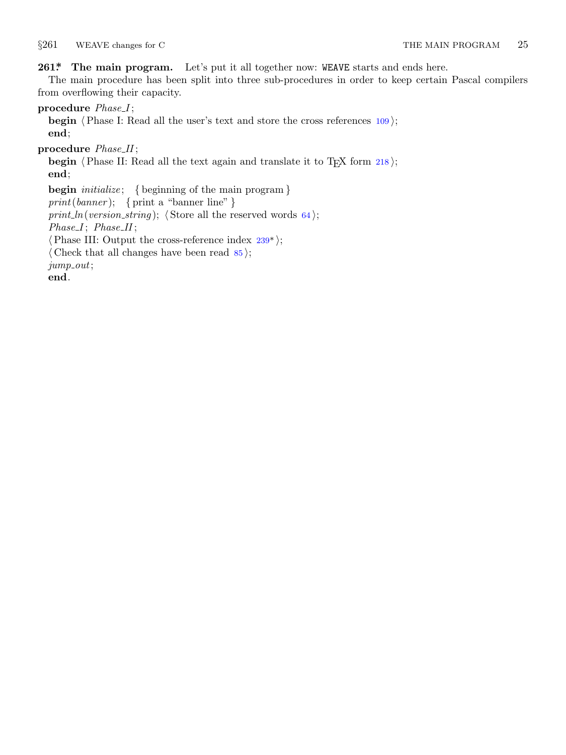**261\*. The main program.** Let's put it all together now: `WEAVE` starts and ends here.

The main procedure has been split into three sub-procedures in order to keep certain Pascal compilers from overflowing their capacity.

**procedure** *Phase_I*;
  **begin** ⟨ Phase I: Read all the user's text and store the cross references 109 ⟩;
  **end**;

**procedure** *Phase_II*;
  **begin** ⟨ Phase II: Read all the text again and translate it to TEX form 218 ⟩;
  **end**;

  **begin** *initialize*;  { beginning of the main program }
  *print*(*banner*);  { print a "banner line" }
  *print_ln*(*version_string*); ⟨ Store all the reserved words 64 ⟩;
  *Phase_I*; *Phase_II*;
  ⟨ Phase III: Output the cross-reference index 239\* ⟩;
  ⟨ Check that all changes have been read 85 ⟩;
  *jump_out*;
  **end**.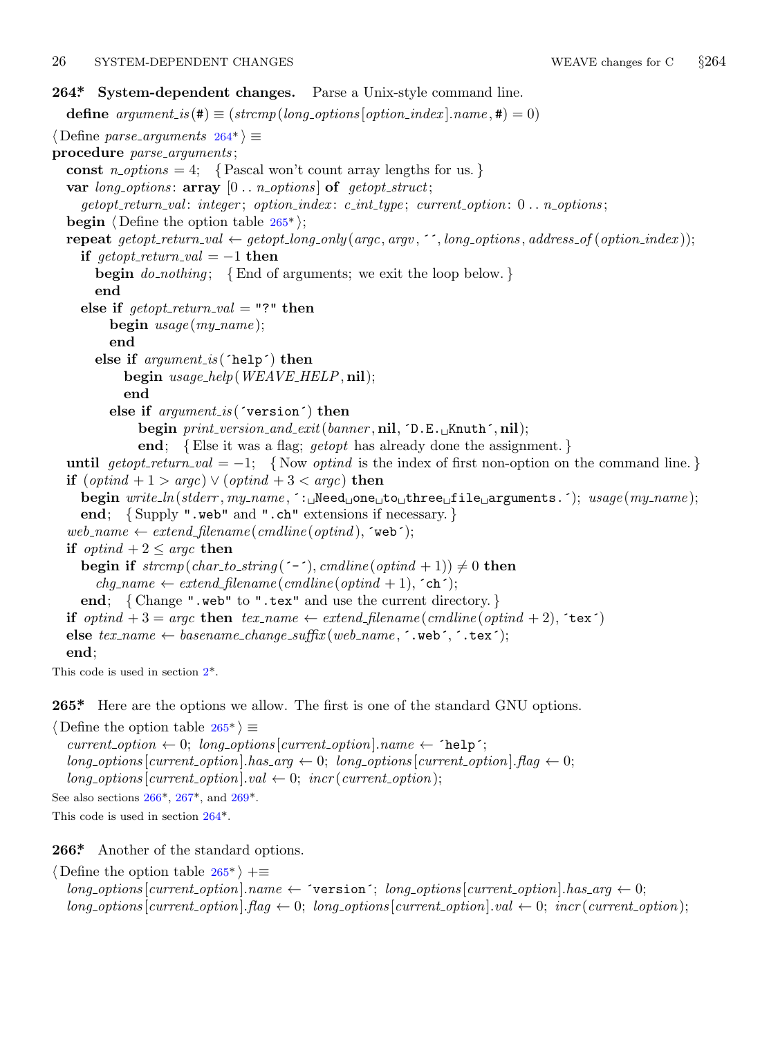**264\*. System-dependent changes.** Parse a Unix-style command line.

```
define argument_is(#) ≡ (strcmp(long_options[option_index].name, #) = 0)

⟨ Define parse_arguments 264* ⟩ ≡
procedure parse_arguments;
  const n_options = 4;   { Pascal won't count array lengths for us. }
  var long_options: array [0 .. n_options] of getopt_struct;
    getopt_return_val: integer; option_index: c_int_type; current_option: 0 .. n_options;
  begin ⟨ Define the option table 265* ⟩;
  repeat getopt_return_val ← getopt_long_only(argc, argv, ´´, long_options, address_of(option_index));
    if getopt_return_val = −1 then
      begin do_nothing;   { End of arguments; we exit the loop below. }
      end
    else if getopt_return_val = "?" then
        begin usage(my_name);
        end
      else if argument_is(´help´) then
          begin usage_help(WEAVE_HELP, nil);
          end
        else if argument_is(´version´) then
            begin print_version_and_exit(banner, nil, ´D.E. Knuth´, nil);
            end;   { Else it was a flag; getopt has already done the assignment. }
  until getopt_return_val = −1;   { Now optind is the index of first non-option on the command line. }
  if (optind + 1 > argc) ∨ (optind + 3 < argc) then
    begin write_ln(stderr, my_name, ´: Need one to three file arguments.´); usage(my_name);
    end;   { Supply ".web" and ".ch" extensions if necessary. }
  web_name ← extend_filename(cmdline(optind), ´web´);
  if optind + 2 ≤ argc then
    begin if strcmp(char_to_string(´-´), cmdline(optind + 1)) ≠ 0 then
      chg_name ← extend_filename(cmdline(optind + 1), ´ch´);
    end;   { Change ".web" to ".tex" and use the current directory. }
  if optind + 3 = argc then tex_name ← extend_filename(cmdline(optind + 2), ´tex´)
  else tex_name ← basename_change_suffix(web_name, ´.web´, ´.tex´);
  end;
```

This code is used in section 2\*.

**265\*.** Here are the options we allow. The first is one of the standard GNU options.

```
⟨ Define the option table 265* ⟩ ≡
  current_option ← 0; long_options[current_option].name ← ´help´;
  long_options[current_option].has_arg ← 0; long_options[current_option].flag ← 0;
  long_options[current_option].val ← 0; incr(current_option);
```

See also sections 266\*, 267\*, and 269\*.

This code is used in section 264\*.

**266\*.** Another of the standard options.

```
⟨ Define the option table 265* ⟩ +≡
  long_options[current_option].name ← ´version´; long_options[current_option].has_arg ← 0;
  long_options[current_option].flag ← 0; long_options[current_option].val ← 0; incr(current_option);
```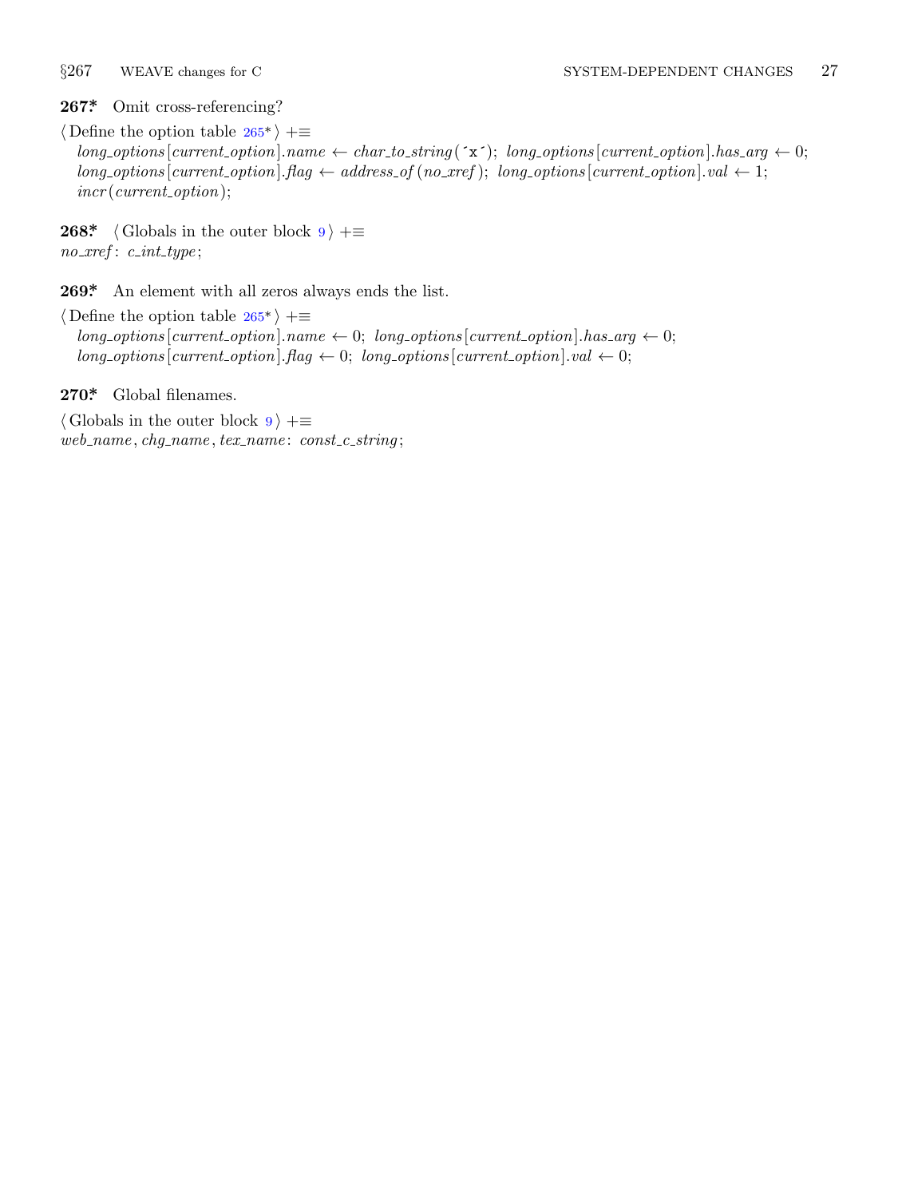**267\*.** Omit cross-referencing?

⟨ Define the option table 265\* ⟩ +≡
  *long_options*[*current_option*].*name* ← *char_to_string*(´x´); *long_options*[*current_option*].*has_arg* ← 0;
  *long_options*[*current_option*].*flag* ← *address_of*(*no_xref*); *long_options*[*current_option*].*val* ← 1;
  *incr*(*current_option*);

**268\*.** ⟨ Globals in the outer block 9 ⟩ +≡
*no_xref*: *c_int_type*;

**269\*.** An element with all zeros always ends the list.

⟨ Define the option table 265\* ⟩ +≡
  *long_options*[*current_option*].*name* ← 0; *long_options*[*current_option*].*has_arg* ← 0;
  *long_options*[*current_option*].*flag* ← 0; *long_options*[*current_option*].*val* ← 0;

**270\*.** Global filenames.

⟨ Globals in the outer block 9 ⟩ +≡
*web_name*, *chg_name*, *tex_name*: *const_c_string*;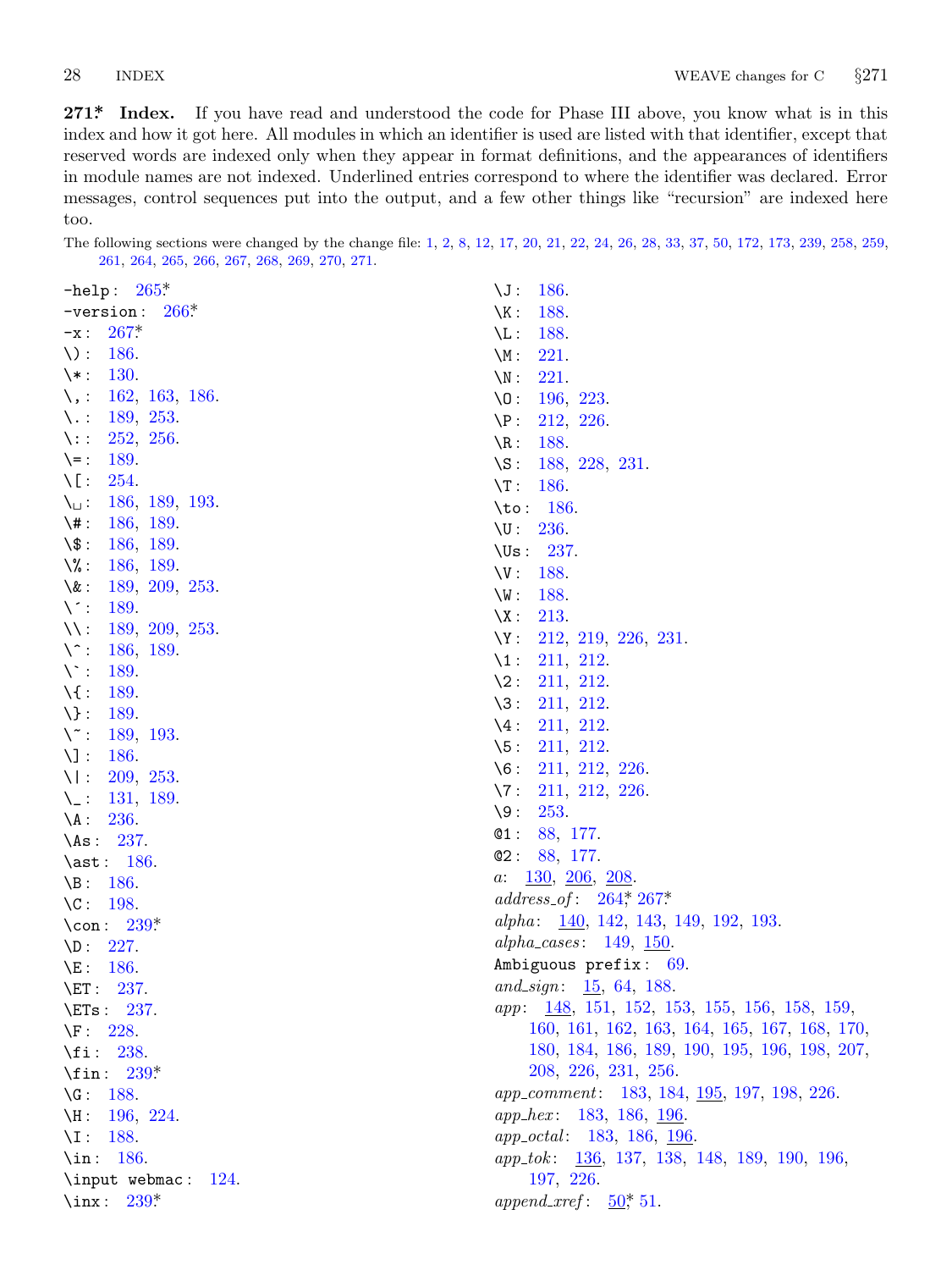**271\*. Index.** If you have read and understood the code for Phase III above, you know what is in this index and how it got here. All modules in which an identifier is used are listed with that identifier, except that reserved words are indexed only when they appear in format definitions, and the appearances of identifiers in module names are not indexed. Underlined entries correspond to where the identifier was declared. Error messages, control sequences put into the output, and a few other things like "recursion" are indexed here too.

The following sections were changed by the change file: 1, 2, 8, 12, 17, 20, 21, 22, 24, 26, 28, 33, 37, 50, 172, 173, 239, 258, 259, 261, 264, 265, 266, 267, 268, 269, 270, 271.

-help: 265\*.
-version: 266\*.
-x: 267\*.
\): 186.
\*: 130.
\,: 162, 163, 186.
\.: 189, 253.
\:: 252, 256.
\=: 189.
\[: 254.
\␣: 186, 189, 193.
\#: 186, 189.
\$: 186, 189.
\%: 186, 189.
\&: 189, 209, 253.
\´: 189.
\\: 189, 209, 253.
\^: 186, 189.
\`: 189.
\{: 189.
\}: 189.
\~: 189, 193.
\]: 186.
\|: 209, 253.
\_: 131, 189.
\A: 236.
\As: 237.
\ast: 186.
\B: 186.
\C: 198.
\con: 239\*.
\D: 227.
\E: 186.
\ET: 237.
\ETs: 237.
\F: 228.
\fi: 238.
\fin: 239\*.
\G: 188.
\H: 196, 224.
\I: 188.
\in: 186.
\input webmac: 124.
\inx: 239\*.
\J: 186.
\K: 188.
\L: 188.
\M: 221.
\N: 221.
\O: 196, 223.
\P: 212, 226.
\R: 188.
\S: 188, 228, 231.
\T: 186.
\to: 186.
\U: 236.
\Us: 237.
\V: 188.
\W: 188.
\X: 213.
\Y: 212, 219, 226, 231.
\1: 211, 212.
\2: 211, 212.
\3: 211, 212.
\4: 211, 212.
\5: 211, 212.
\6: 211, 212, 226.
\7: 211, 212, 226.
\9: 253.
@1: 88, 177.
@2: 88, 177.
*a*: <u>130</u>, <u>206</u>, <u>208</u>.
*address_of*: 264\*, 267\*.
*alpha*: <u>140</u>, 142, 143, 149, 192, 193.
*alpha_cases*: 149, <u>150</u>.
Ambiguous prefix: 69.
*and_sign*: <u>15</u>, 64, 188.
*app*: <u>148</u>, 151, 152, 153, 155, 156, 158, 159, 160, 161, 162, 163, 164, 165, 167, 168, 170, 180, 184, 186, 189, 190, 195, 196, 198, 207, 208, 226, 231, 256.
*app_comment*: 183, 184, <u>195</u>, 197, 198, 226.
*app_hex*: 183, 186, <u>196</u>.
*app_octal*: 183, 186, <u>196</u>.
*app_tok*: <u>136</u>, 137, 138, 148, 189, 190, 196, 197, 226.
*append_xref*: <u>50</u>\*, 51.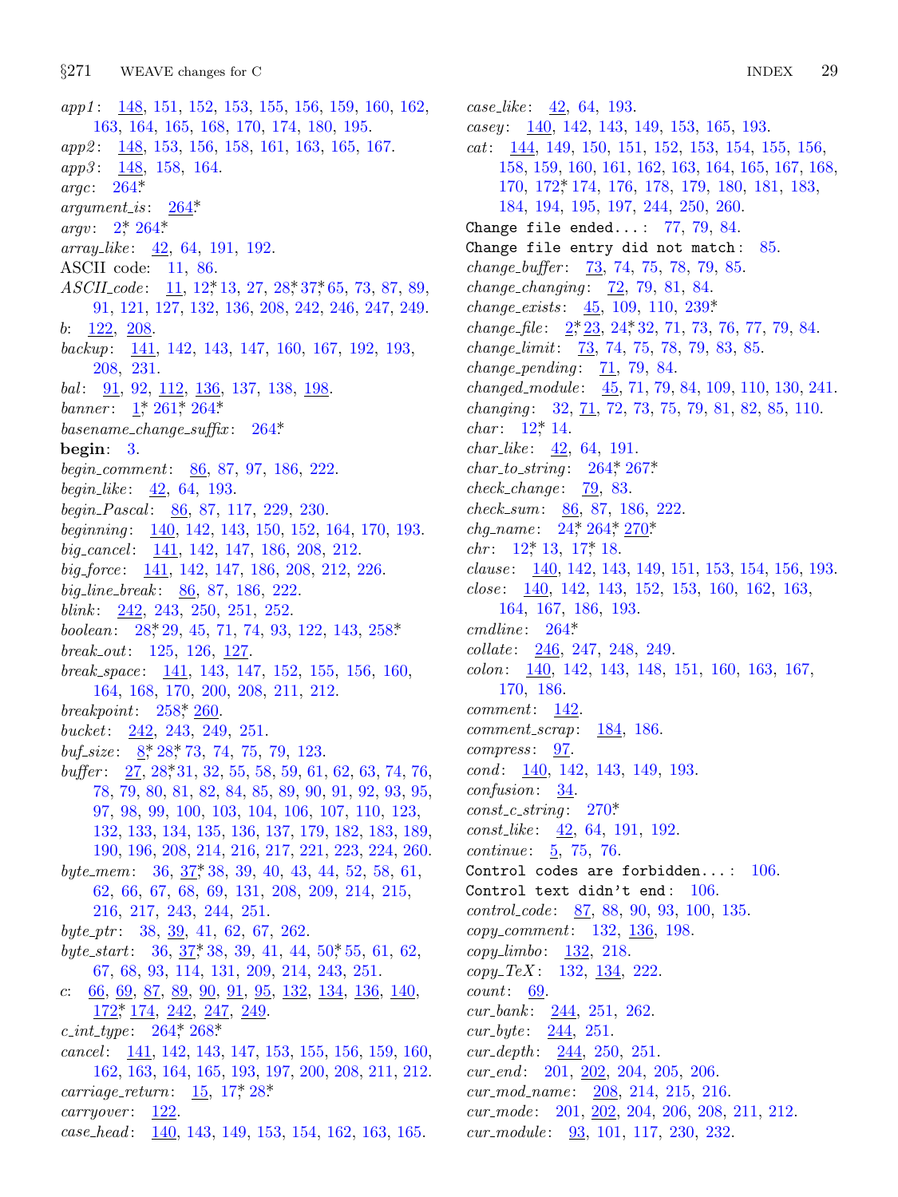*app1*: 148, 151, 152, 153, 155, 156, 159, 160, 162, 163, 164, 165, 168, 170, 174, 180, 195.
*app2*: 148, 153, 156, 158, 161, 163, 165, 167.
*app3*: 148, 158, 164.
*argc*: 264*
*argument_is*: 264*
*argv*: 2*, 264*
*array_like*: 42, 64, 191, 192.
ASCII code: 11, 86.
*ASCII_code*: 11, 12*, 13, 27, 28*, 37*, 65, 73, 87, 89, 91, 121, 127, 132, 136, 208, 242, 246, 247, 249.
*b*: 122, 208.
*backup*: 141, 142, 143, 147, 160, 167, 192, 193, 208, 231.
*bal*: 91, 92, 112, 136, 137, 138, 198.
*banner*: 1*, 261*, 264*
*basename_change_suffix*: 264*
**begin**: 3.
*begin_comment*: 86, 87, 97, 186, 222.
*begin_like*: 42, 64, 193.
*begin_Pascal*: 86, 87, 117, 229, 230.
*beginning*: 140, 142, 143, 150, 152, 164, 170, 193.
*big_cancel*: 141, 142, 147, 186, 208, 212.
*big_force*: 141, 142, 147, 186, 208, 212, 226.
*big_line_break*: 86, 87, 186, 222.
*blink*: 242, 243, 250, 251, 252.
*boolean*: 28*, 29, 45, 71, 74, 93, 122, 143, 258*
*break_out*: 125, 126, 127.
*break_space*: 141, 143, 147, 152, 155, 156, 160, 164, 168, 170, 200, 208, 211, 212.
*breakpoint*: 258*, 260.
*bucket*: 242, 243, 249, 251.
*buf_size*: 8*, 28*, 73, 74, 75, 79, 123.
*buffer*: 27, 28*, 31, 32, 55, 58, 59, 61, 62, 63, 74, 76, 78, 79, 80, 81, 82, 84, 85, 89, 90, 91, 92, 93, 95, 97, 98, 99, 100, 103, 104, 106, 107, 110, 123, 132, 133, 134, 135, 136, 137, 179, 182, 183, 189, 190, 196, 208, 214, 216, 217, 221, 223, 224, 260.
*byte_mem*: 36, 37*, 38, 39, 40, 43, 44, 52, 58, 61, 62, 66, 67, 68, 69, 131, 208, 209, 214, 215, 216, 217, 243, 244, 251.
*byte_ptr*: 38, 39, 41, 62, 67, 262.
*byte_start*: 36, 37*, 38, 39, 41, 44, 50*, 55, 61, 62, 67, 68, 93, 114, 131, 209, 214, 243, 251.
*c*: 66, 69, 87, 89, 90, 91, 95, 132, 134, 136, 140, 172*, 174, 242, 247, 249.
*c_int_type*: 264*, 268*
*cancel*: 141, 142, 143, 147, 153, 155, 156, 159, 160, 162, 163, 164, 165, 193, 197, 200, 208, 211, 212.
*carriage_return*: 15, 17*, 28*
*carryover*: 122.
*case_head*: 140, 143, 149, 153, 154, 162, 163, 165.
*case_like*: 42, 64, 193.
*casey*: 140, 142, 143, 149, 153, 165, 193.
*cat*: 144, 149, 150, 151, 152, 153, 154, 155, 156, 158, 159, 160, 161, 162, 163, 164, 165, 167, 168, 170, 172*, 174, 176, 178, 179, 180, 181, 183, 184, 194, 195, 197, 244, 250, 260.
`Change file ended...`: 77, 79, 84.
`Change file entry did not match`: 85.
*change_buffer*: 73, 74, 75, 78, 79, 85.
*change_changing*: 72, 79, 81, 84.
*change_exists*: 45, 109, 110, 239*
*change_file*: 2*, 23, 24*, 32, 71, 73, 76, 77, 79, 84.
*change_limit*: 73, 74, 75, 78, 79, 83, 85.
*change_pending*: 71, 79, 84.
*changed_module*: 45, 71, 79, 84, 109, 110, 130, 241.
*changing*: 32, 71, 72, 73, 75, 79, 81, 82, 85, 110.
*char*: 12*, 14.
*char_like*: 42, 64, 191.
*char_to_string*: 264*, 267*
*check_change*: 79, 83.
*check_sum*: 86, 87, 186, 222.
*chg_name*: 24*, 264*, 270*
*chr*: 12*, 13, 17*, 18.
*clause*: 140, 142, 143, 149, 151, 153, 154, 156, 193.
*close*: 140, 142, 143, 152, 153, 160, 162, 163, 164, 167, 186, 193.
*cmdline*: 264*
*collate*: 246, 247, 248, 249.
*colon*: 140, 142, 143, 148, 151, 160, 163, 167, 170, 186.
*comment*: 142.
*comment_scrap*: 184, 186.
*compress*: 97.
*cond*: 140, 142, 143, 149, 193.
*confusion*: 34.
*const_c_string*: 270*
*const_like*: 42, 64, 191, 192.
*continue*: 5, 75, 76.
`Control codes are forbidden...`: 106.
`Control text didn't end`: 106.
*control_code*: 87, 88, 90, 93, 100, 135.
*copy_comment*: 132, 136, 198.
*copy_limbo*: 132, 218.
*copy_TeX*: 132, 134, 222.
*count*: 69.
*cur_bank*: 244, 251, 262.
*cur_byte*: 244, 251.
*cur_depth*: 244, 250, 251.
*cur_end*: 201, 202, 204, 205, 206.
*cur_mod_name*: 208, 214, 215, 216.
*cur_mode*: 201, 202, 204, 206, 208, 211, 212.
*cur_module*: 93, 101, 117, 230, 232.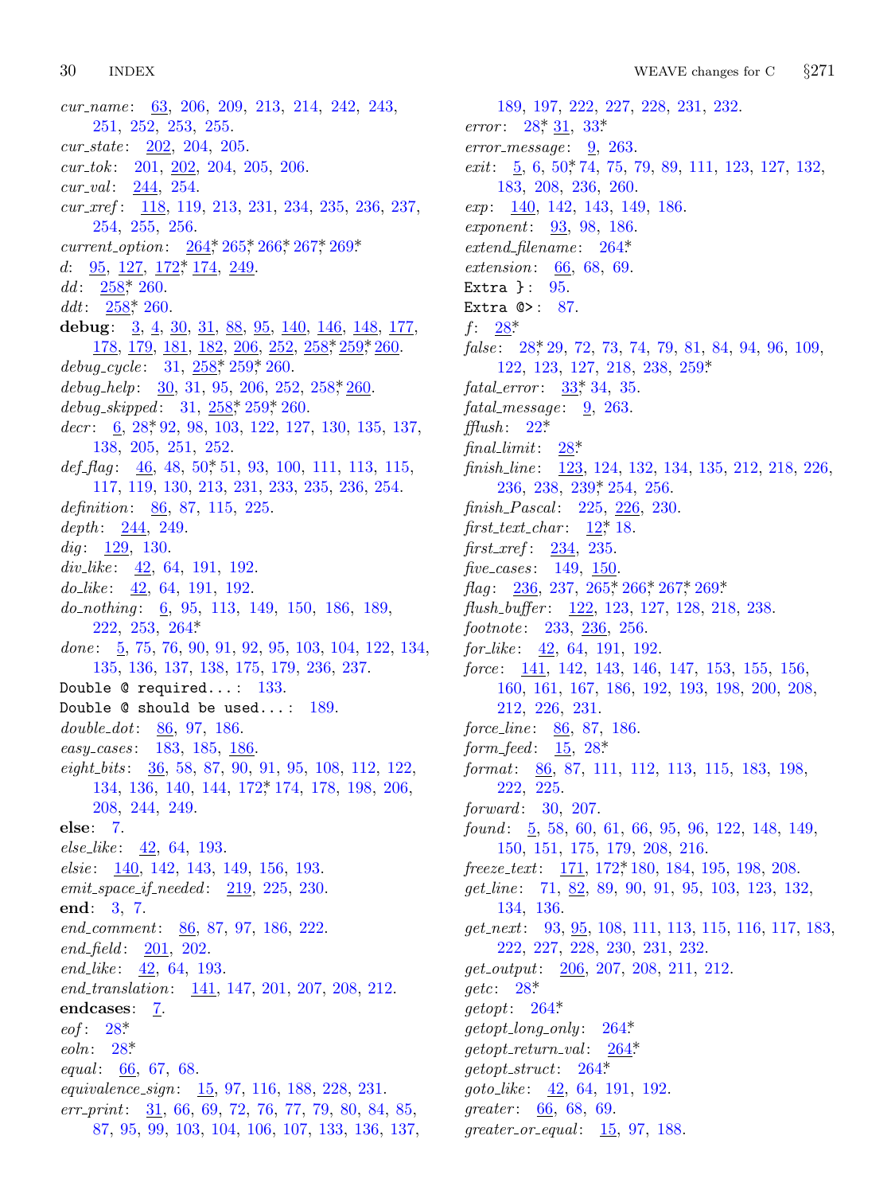*cur_name*: 63, 206, 209, 213, 214, 242, 243, 251, 252, 253, 255.
*cur_state*: 202, 204, 205.
*cur_tok*: 201, 202, 204, 205, 206.
*cur_val*: 244, 254.
*cur_xref*: 118, 119, 213, 231, 234, 235, 236, 237, 254, 255, 256.
*current_option*: 264*, 265*, 266*, 267*, 269*.
*d*: 95, 127, 172*, 174, 249.
*dd*: 258*, 260.
*ddt*: 258*, 260.
**debug**: 3, 4, 30, 31, 88, 95, 140, 146, 148, 177, 178, 179, 181, 182, 206, 252, 258*, 259*, 260.
*debug_cycle*: 31, 258*, 259*, 260.
*debug_help*: 30, 31, 95, 206, 252, 258*, 260.
*debug_skipped*: 31, 258*, 259*, 260.
*decr*: 6, 28*, 92, 98, 103, 122, 127, 130, 135, 137, 138, 205, 251, 252.
*def_flag*: 46, 48, 50*, 51, 93, 100, 111, 113, 115, 117, 119, 130, 213, 231, 233, 235, 236, 254.
*definition*: 86, 87, 115, 225.
*depth*: 244, 249.
*dig*: 129, 130.
*div_like*: 42, 64, 191, 192.
*do_like*: 42, 64, 191, 192.
*do_nothing*: 6, 95, 113, 149, 150, 186, 189, 222, 253, 264*.
*done*: 5, 75, 76, 90, 91, 92, 95, 103, 104, 122, 134, 135, 136, 137, 138, 175, 179, 236, 237.
`Double @ required...`: 133.
`Double @ should be used...`: 189.
*double_dot*: 86, 97, 186.
*easy_cases*: 183, 185, 186.
*eight_bits*: 36, 58, 87, 90, 91, 95, 108, 112, 122, 134, 136, 140, 144, 172*, 174, 178, 198, 206, 208, 244, 249.
**else**: 7.
*else_like*: 42, 64, 193.
*elsie*: 140, 142, 143, 149, 156, 193.
*emit_space_if_needed*: 219, 225, 230.
**end**: 3, 7.
*end_comment*: 86, 87, 97, 186, 222.
*end_field*: 201, 202.
*end_like*: 42, 64, 193.
*end_translation*: 141, 147, 201, 207, 208, 212.
**endcases**: 7.
*eof*: 28*.
*eoln*: 28*.
*equal*: 66, 67, 68.
*equivalence_sign*: 15, 97, 116, 188, 228, 231.
*err_print*: 31, 66, 69, 72, 76, 77, 79, 80, 84, 85, 87, 95, 99, 103, 104, 106, 107, 133, 136, 137, 189, 197, 222, 227, 228, 231, 232.
*error*: 28*, 31, 33*.
*error_message*: 9, 263.
*exit*: 5, 6, 50*, 74, 75, 79, 89, 111, 123, 127, 132, 183, 208, 236, 260.
*exp*: 140, 142, 143, 149, 186.
*exponent*: 93, 98, 186.
*extend_filename*: 264*.
*extension*: 66, 68, 69.
`Extra }`: 95.
`Extra @>`: 87.
*f*: 28*.
*false*: 28*, 29, 72, 73, 74, 79, 81, 84, 94, 96, 109, 122, 123, 127, 218, 238, 259*.
*fatal_error*: 33*, 34, 35.
*fatal_message*: 9, 263.
*fflush*: 22*.
*final_limit*: 28*.
*finish_line*: 123, 124, 132, 134, 135, 212, 218, 226, 236, 238, 239*, 254, 256.
*finish_Pascal*: 225, 226, 230.
*first_text_char*: 12*, 18.
*first_xref*: 234, 235.
*five_cases*: 149, 150.
*flag*: 236, 237, 265*, 266*, 267*, 269*.
*flush_buffer*: 122, 123, 127, 128, 218, 238.
*footnote*: 233, 236, 256.
*for_like*: 42, 64, 191, 192.
*force*: 141, 142, 143, 146, 147, 153, 155, 156, 160, 161, 167, 186, 192, 193, 198, 200, 208, 212, 226, 231.
*force_line*: 86, 87, 186.
*form_feed*: 15, 28*.
*format*: 86, 87, 111, 112, 113, 115, 183, 198, 222, 225.
*forward*: 30, 207.
*found*: 5, 58, 60, 61, 66, 95, 96, 122, 148, 149, 150, 151, 175, 179, 208, 216.
*freeze_text*: 171, 172*, 180, 184, 195, 198, 208.
*get_line*: 71, 82, 89, 90, 91, 95, 103, 123, 132, 134, 136.
*get_next*: 93, 95, 108, 111, 113, 115, 116, 117, 183, 222, 227, 228, 230, 231, 232.
*get_output*: 206, 207, 208, 211, 212.
*getc*: 28*.
*getopt*: 264*.
*getopt_long_only*: 264*.
*getopt_return_val*: 264*.
*getopt_struct*: 264*.
*goto_like*: 42, 64, 191, 192.
*greater*: 66, 68, 69.
*greater_or_equal*: 15, 97, 188.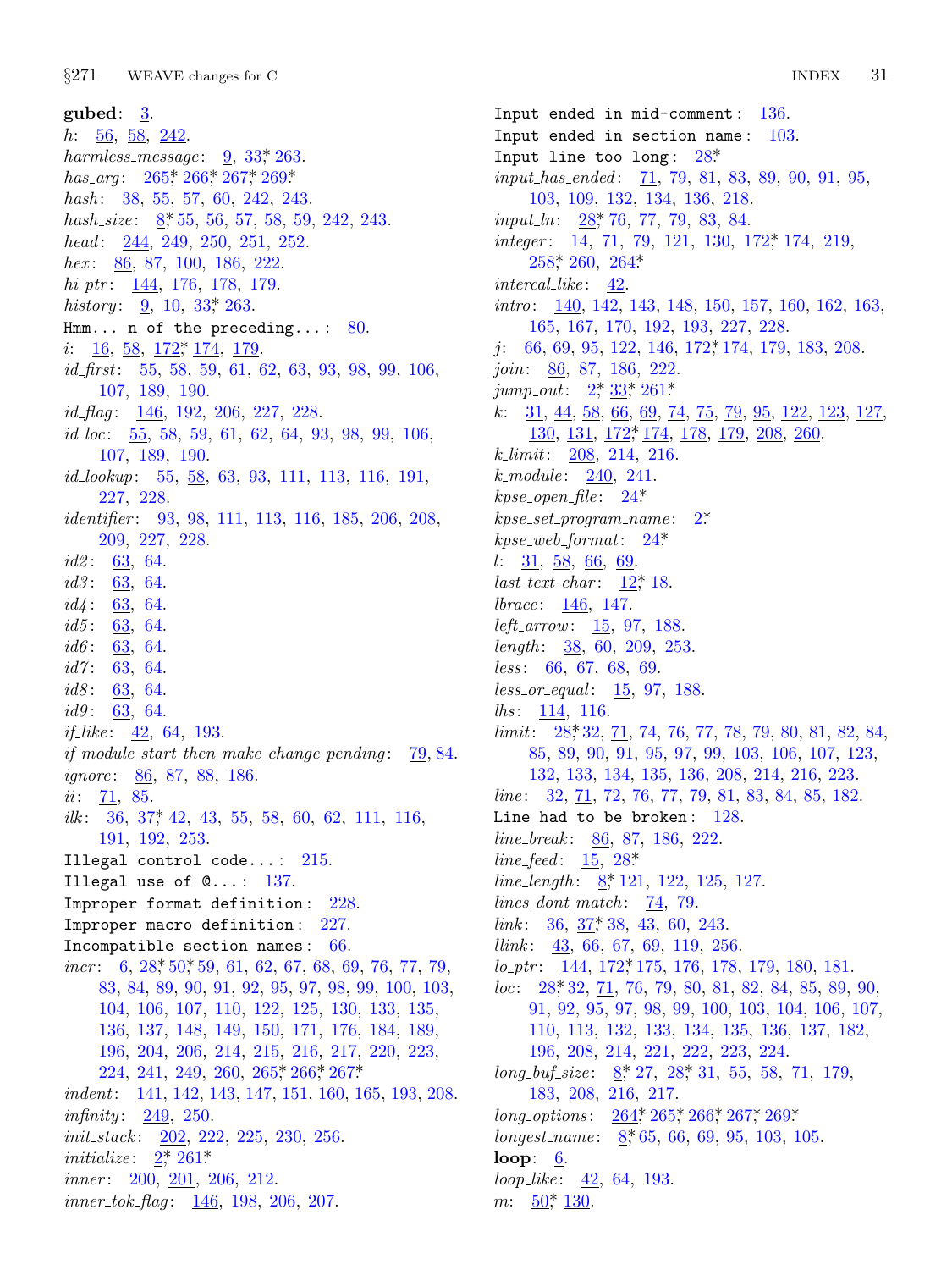**gubed**: 3.
*h*: 56, 58, 242.
*harmless_message*: 9, 33*, 263.
*has_arg*: 265*, 266*, 267*, 269*.
*hash*: 38, 55, 57, 60, 242, 243.
*hash_size*: 8*, 55, 56, 57, 58, 59, 242, 243.
*head*: 244, 249, 250, 251, 252.
*hex*: 86, 87, 100, 186, 222.
*hi_ptr*: 144, 176, 178, 179.
*history*: 9, 10, 33*, 263.
`Hmm... n of the preceding...`: 80.
*i*: 16, 58, 172*, 174, 179.
*id_first*: 55, 58, 59, 61, 62, 63, 93, 98, 99, 106, 107, 189, 190.
*id_flag*: 146, 192, 206, 227, 228.
*id_loc*: 55, 58, 59, 61, 62, 64, 93, 98, 99, 106, 107, 189, 190.
*id_lookup*: 55, 58, 63, 93, 111, 113, 116, 191, 227, 228.
*identifier*: 93, 98, 111, 113, 116, 185, 206, 208, 209, 227, 228.
*id2*: 63, 64.
*id3*: 63, 64.
*id4*: 63, 64.
*id5*: 63, 64.
*id6*: 63, 64.
*id7*: 63, 64.
*id8*: 63, 64.
*id9*: 63, 64.
*if_like*: 42, 64, 193.
*if_module_start_then_make_change_pending*: 79, 84.
*ignore*: 86, 87, 88, 186.
*ii*: 71, 85.
*ilk*: 36, 37*, 42, 43, 55, 58, 60, 62, 111, 116, 191, 192, 253.
`Illegal control code...`: 215.
`Illegal use of @...`: 137.
`Improper format definition`: 228.
`Improper macro definition`: 227.
`Incompatible section names`: 66.
*incr*: 6, 28*, 50*, 59, 61, 62, 67, 68, 69, 76, 77, 79, 83, 84, 89, 90, 91, 92, 95, 97, 98, 99, 100, 103, 104, 106, 107, 110, 122, 125, 130, 133, 135, 136, 137, 148, 149, 150, 171, 176, 184, 189, 196, 204, 206, 214, 215, 216, 217, 220, 223, 224, 241, 249, 260, 265*, 266*, 267*.
*indent*: 141, 142, 143, 147, 151, 160, 165, 193, 208.
*infinity*: 249, 250.
*init_stack*: 202, 222, 225, 230, 256.
*initialize*: 2*, 261*.
*inner*: 200, 201, 206, 212.
*inner_tok_flag*: 146, 198, 206, 207.
`Input ended in mid-comment`: 136.
`Input ended in section name`: 103.
`Input line too long`: 28*.
*input_has_ended*: 71, 79, 81, 83, 89, 90, 91, 95, 103, 109, 132, 134, 136, 218.
*input_ln*: 28*, 76, 77, 79, 83, 84.
*integer*: 14, 71, 79, 121, 130, 172*, 174, 219, 258*, 260, 264*.
*intercal_like*: 42.
*intro*: 140, 142, 143, 148, 150, 157, 160, 162, 163, 165, 167, 170, 192, 193, 227, 228.
*j*: 66, 69, 95, 122, 146, 172*, 174, 179, 183, 208.
*join*: 86, 87, 186, 222.
*jump_out*: 2*, 33*, 261*.
*k*: 31, 44, 58, 66, 69, 74, 75, 79, 95, 122, 123, 127, 130, 131, 172*, 174, 178, 179, 208, 260.
*k_limit*: 208, 214, 216.
*k_module*: 240, 241.
*kpse_open_file*: 24*.
*kpse_set_program_name*: 2*.
*kpse_web_format*: 24*.
*l*: 31, 58, 66, 69.
*last_text_char*: 12*, 18.
*lbrace*: 146, 147.
*left_arrow*: 15, 97, 188.
*length*: 38, 60, 209, 253.
*less*: 66, 67, 68, 69.
*less_or_equal*: 15, 97, 188.
*lhs*: 114, 116.
*limit*: 28*, 32, 71, 74, 76, 77, 78, 79, 80, 81, 82, 84, 85, 89, 90, 91, 95, 97, 99, 103, 106, 107, 123, 132, 133, 134, 135, 136, 208, 214, 216, 223.
*line*: 32, 71, 72, 76, 77, 79, 81, 83, 84, 85, 182.
`Line had to be broken`: 128.
*line_break*: 86, 87, 186, 222.
*line_feed*: 15, 28*.
*line_length*: 8*, 121, 122, 125, 127.
*lines_dont_match*: 74, 79.
*link*: 36, 37*, 38, 43, 60, 243.
*llink*: 43, 66, 67, 69, 119, 256.
*lo_ptr*: 144, 172*, 175, 176, 178, 179, 180, 181.
*loc*: 28*, 32, 71, 76, 79, 80, 81, 82, 84, 85, 89, 90, 91, 92, 95, 97, 98, 99, 100, 103, 104, 106, 107, 110, 113, 132, 133, 134, 135, 136, 137, 182, 196, 208, 214, 221, 222, 223, 224.
*long_buf_size*: 8*, 27, 28*, 31, 55, 58, 71, 179, 183, 208, 216, 217.
*long_options*: 264*, 265*, 266*, 267*, 269*.
*longest_name*: 8*, 65, 66, 69, 95, 103, 105.
**loop**: 6.
*loop_like*: 42, 64, 193.
*m*: 50*, 130.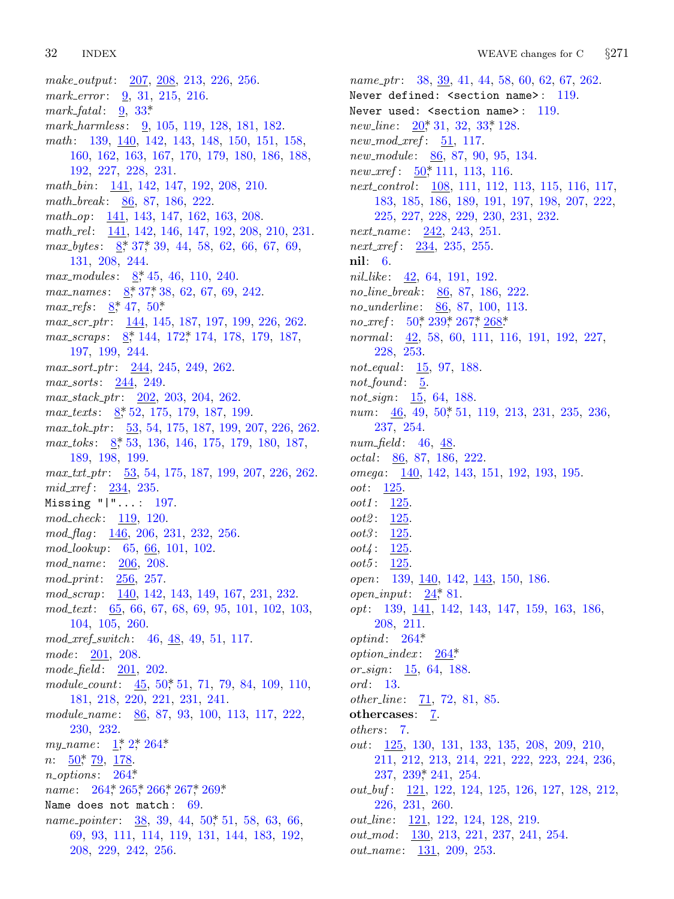*make_output*: 207, 208, 213, 226, 256.
*mark_error*: 9, 31, 215, 216.
*mark_fatal*: 9, 33*.
*mark_harmless*: 9, 105, 119, 128, 181, 182.
*math*: 139, 140, 142, 143, 148, 150, 151, 158, 160, 162, 163, 167, 170, 179, 180, 186, 188, 192, 227, 228, 231.
*math_bin*: 141, 142, 147, 192, 208, 210.
*math_break*: 86, 87, 186, 222.
*math_op*: 141, 143, 147, 162, 163, 208.
*math_rel*: 141, 142, 146, 147, 192, 208, 210, 231.
*max_bytes*: 8*, 37*, 39, 44, 58, 62, 66, 67, 69, 131, 208, 244.
*max_modules*: 8*, 45, 46, 110, 240.
*max_names*: 8*, 37*, 38, 62, 67, 69, 242.
*max_refs*: 8*, 47, 50*.
*max_scr_ptr*: 144, 145, 187, 197, 199, 226, 262.
*max_scraps*: 8*, 144, 172*, 174, 178, 179, 187, 197, 199, 244.
*max_sort_ptr*: 244, 245, 249, 262.
*max_sorts*: 244, 249.
*max_stack_ptr*: 202, 203, 204, 262.
*max_texts*: 8*, 52, 175, 179, 187, 199.
*max_tok_ptr*: 53, 54, 175, 187, 199, 207, 226, 262.
*max_toks*: 8*, 53, 136, 146, 175, 179, 180, 187, 189, 198, 199.
*max_txt_ptr*: 53, 54, 175, 187, 199, 207, 226, 262.
*mid_xref*: 234, 235.
`Missing "|"...`: 197.
*mod_check*: 119, 120.
*mod_flag*: 146, 206, 231, 232, 256.
*mod_lookup*: 65, 66, 101, 102.
*mod_name*: 206, 208.
*mod_print*: 256, 257.
*mod_scrap*: 140, 142, 143, 149, 167, 231, 232.
*mod_text*: 65, 66, 67, 68, 69, 95, 101, 102, 103, 104, 105, 260.
*mod_xref_switch*: 46, 48, 49, 51, 117.
*mode*: 201, 208.
*mode_field*: 201, 202.
*module_count*: 45, 50*, 51, 71, 79, 84, 109, 110, 181, 218, 220, 221, 231, 241.
*module_name*: 86, 87, 93, 100, 113, 117, 222, 230, 232.
*my_name*: 1*, 2*, 264*.
*n*: 50*, 79, 178.
*n_options*: 264*.
*name*: 264*, 265*, 266*, 267*, 269*.
`Name does not match`: 69.
*name_pointer*: 38, 39, 44, 50*, 51, 58, 63, 66, 69, 93, 111, 114, 119, 131, 144, 183, 192, 208, 229, 242, 256.
*name_ptr*: 38, 39, 41, 44, 58, 60, 62, 67, 262.
`Never defined: <section name>`: 119.
`Never used: <section name>`: 119.
*new_line*: 20*, 31, 32, 33*, 128.
*new_mod_xref*: 51, 117.
*new_module*: 86, 87, 90, 95, 134.
*new_xref*: 50*, 111, 113, 116.
*next_control*: 108, 111, 112, 113, 115, 116, 117, 183, 185, 186, 189, 191, 197, 198, 207, 222, 225, 227, 228, 229, 230, 231, 232.
*next_name*: 242, 243, 251.
*next_xref*: 234, 235, 255.
**nil**: 6.
*nil_like*: 42, 64, 191, 192.
*no_line_break*: 86, 87, 186, 222.
*no_underline*: 86, 87, 100, 113.
*no_xref*: 50*, 239*, 267*, 268*.
*normal*: 42, 58, 60, 111, 116, 191, 192, 227, 228, 253.
*not_equal*: 15, 97, 188.
*not_found*: 5.
*not_sign*: 15, 64, 188.
*num*: 46, 49, 50*, 51, 119, 213, 231, 235, 236, 237, 254.
*num_field*: 46, 48.
*octal*: 86, 87, 186, 222.
*omega*: 140, 142, 143, 151, 192, 193, 195.
*oot*: 125.
*oot1*: 125.
*oot2*: 125.
*oot3*: 125.
*oot4*: 125.
*oot5*: 125.
*open*: 139, 140, 142, 143, 150, 186.
*open_input*: 24*, 81.
*opt*: 139, 141, 142, 143, 147, 159, 163, 186, 208, 211.
*optind*: 264*.
*option_index*: 264*.
*or_sign*: 15, 64, 188.
*ord*: 13.
*other_line*: 71, 72, 81, 85.
**othercases**: 7.
*others*: 7.
*out*: 125, 130, 131, 133, 135, 208, 209, 210, 211, 212, 213, 214, 221, 222, 223, 224, 236, 237, 239*, 241, 254.
*out_buf*: 121, 122, 124, 125, 126, 127, 128, 212, 226, 231, 260.
*out_line*: 121, 122, 124, 128, 219.
*out_mod*: 130, 213, 221, 237, 241, 254.
*out_name*: 131, 209, 253.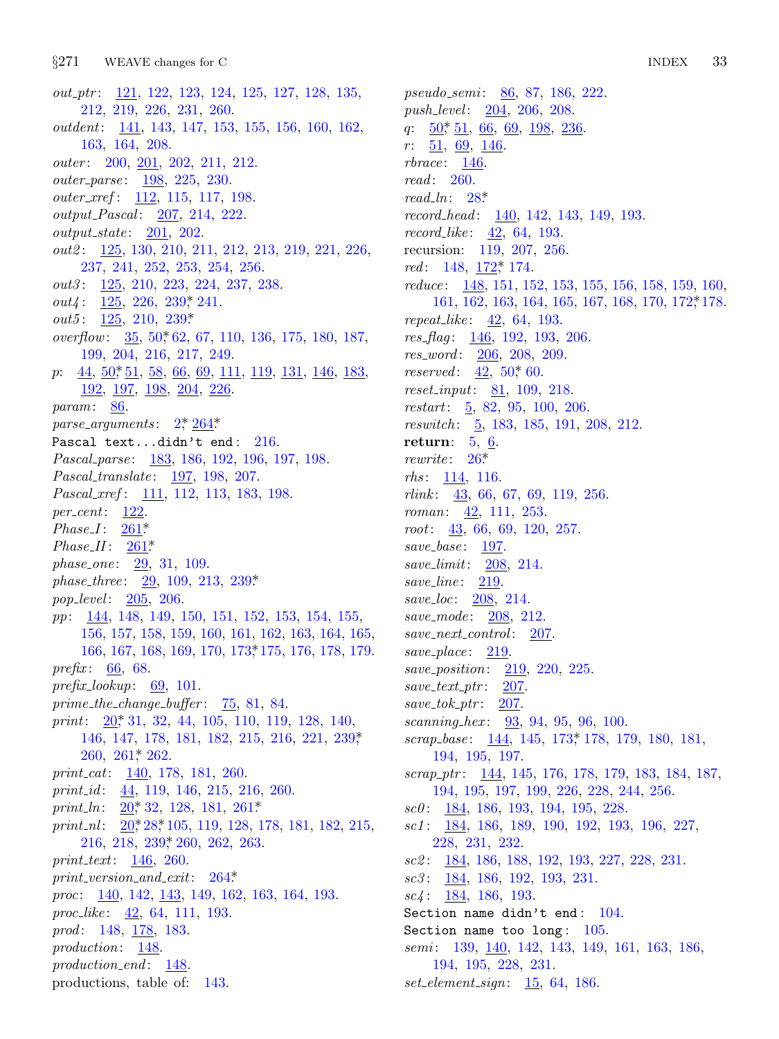*out_ptr*: 121, 122, 123, 124, 125, 127, 128, 135, 212, 219, 226, 231, 260.
*outdent*: 141, 143, 147, 153, 155, 156, 160, 162, 163, 164, 208.
*outer*: 200, 201, 202, 211, 212.
*outer_parse*: 198, 225, 230.
*outer_xref*: 112, 115, 117, 198.
*output_Pascal*: 207, 214, 222.
*output_state*: 201, 202.
*out2*: 125, 130, 210, 211, 212, 213, 219, 221, 226, 237, 241, 252, 253, 254, 256.
*out3*: 125, 210, 223, 224, 237, 238.
*out4*: 125, 226, 239*, 241.
*out5*: 125, 210, 239*.
*overflow*: 35, 50*, 62, 67, 110, 136, 175, 180, 187, 199, 204, 216, 217, 249.
*p*: 44, 50*, 51, 58, 66, 69, 111, 119, 131, 146, 183, 192, 197, 198, 204, 226.
*param*: 86.
*parse_arguments*: 2*, 264*.
`Pascal text...didn't end`: 216.
*Pascal_parse*: 183, 186, 192, 196, 197, 198.
*Pascal_translate*: 197, 198, 207.
*Pascal_xref*: 111, 112, 113, 183, 198.
*per_cent*: 122.
*Phase_I*: 261*.
*Phase_II*: 261*.
*phase_one*: 29, 31, 109.
*phase_three*: 29, 109, 213, 239*.
*pop_level*: 205, 206.
*pp*: 144, 148, 149, 150, 151, 152, 153, 154, 155, 156, 157, 158, 159, 160, 161, 162, 163, 164, 165, 166, 167, 168, 169, 170, 173*, 175, 176, 178, 179.
*prefix*: 66, 68.
*prefix_lookup*: 69, 101.
*prime_the_change_buffer*: 75, 81, 84.
*print*: 20*, 31, 32, 44, 105, 110, 119, 128, 140, 146, 147, 178, 181, 182, 215, 216, 221, 239*, 260, 261*, 262.
*print_cat*: 140, 178, 181, 260.
*print_id*: 44, 119, 146, 215, 216, 260.
*print_ln*: 20*, 32, 128, 181, 261*.
*print_nl*: 20*, 28*, 105, 119, 128, 178, 181, 182, 215, 216, 218, 239*, 260, 262, 263.
*print_text*: 146, 260.
*print_version_and_exit*: 264*.
*proc*: 140, 142, 143, 149, 162, 163, 164, 193.
*proc_like*: 42, 64, 111, 193.
*prod*: 148, 178, 183.
*production*: 148.
*production_end*: 148.
productions, table of: 143.
*pseudo_semi*: 86, 87, 186, 222.
*push_level*: 204, 206, 208.
*q*: 50*, 51, 66, 69, 198, 236.
*r*: 51, 69, 146.
*rbrace*: 146.
*read*: 260.
*read_ln*: 28*.
*record_head*: 140, 142, 143, 149, 193.
*record_like*: 42, 64, 193.
recursion: 119, 207, 256.
*red*: 148, 172*, 174.
*reduce*: 148, 151, 152, 153, 155, 156, 158, 159, 160, 161, 162, 163, 164, 165, 167, 168, 170, 172*, 178.
*repeat_like*: 42, 64, 193.
*res_flag*: 146, 192, 193, 206.
*res_word*: 206, 208, 209.
*reserved*: 42, 50*, 60.
*reset_input*: 81, 109, 218.
*restart*: 5, 82, 95, 100, 206.
*reswitch*: 5, 183, 185, 191, 208, 212.
**return**: 5, 6.
*rewrite*: 26*.
*rhs*: 114, 116.
*rlink*: 43, 66, 67, 69, 119, 256.
*roman*: 42, 111, 253.
*root*: 43, 66, 69, 120, 257.
*save_base*: 197.
*save_limit*: 208, 214.
*save_line*: 219.
*save_loc*: 208, 214.
*save_mode*: 208, 212.
*save_next_control*: 207.
*save_place*: 219.
*save_position*: 219, 220, 225.
*save_text_ptr*: 207.
*save_tok_ptr*: 207.
*scanning_hex*: 93, 94, 95, 96, 100.
*scrap_base*: 144, 145, 173*, 178, 179, 180, 181, 194, 195, 197.
*scrap_ptr*: 144, 145, 176, 178, 179, 183, 184, 187, 194, 195, 197, 199, 226, 228, 244, 256.
*sc0*: 184, 186, 193, 194, 195, 228.
*sc1*: 184, 186, 189, 190, 192, 193, 196, 227, 228, 231, 232.
*sc2*: 184, 186, 188, 192, 193, 227, 228, 231.
*sc3*: 184, 186, 192, 193, 231.
*sc4*: 184, 186, 193.
`Section name didn't end`: 104.
`Section name too long`: 105.
*semi*: 139, 140, 142, 143, 149, 161, 163, 186, 194, 195, 228, 231.
*set_element_sign*: 15, 64, 186.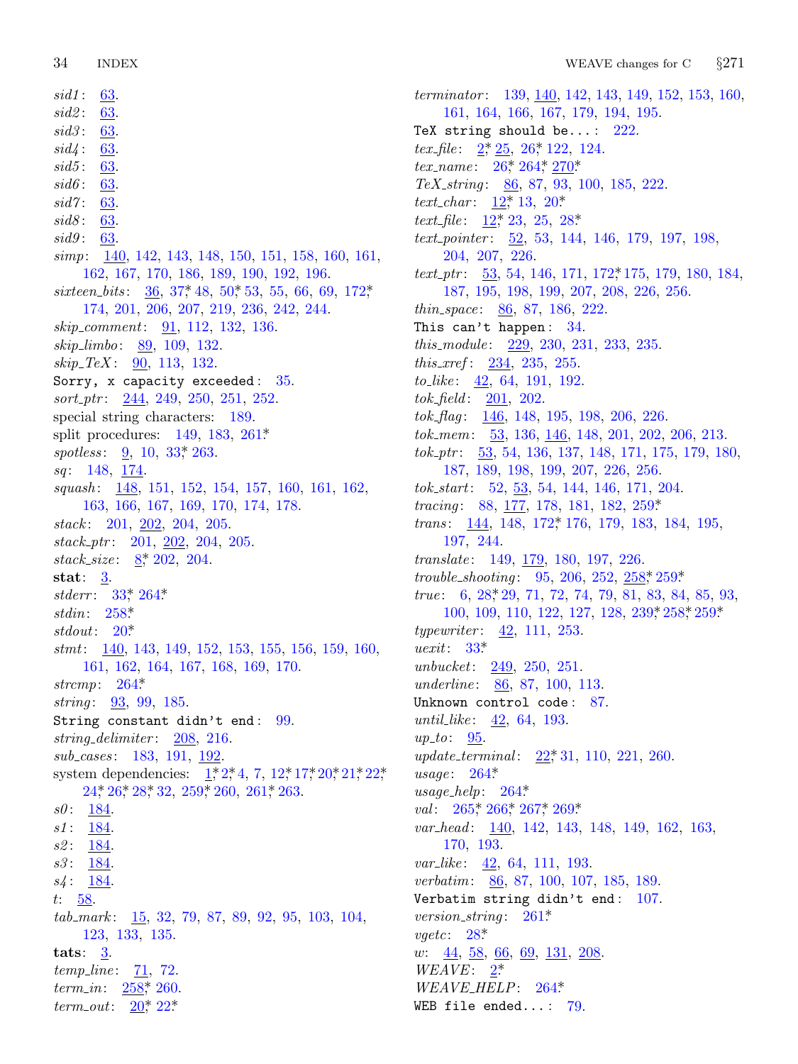*sid1*: 63.
*sid2*: 63.
*sid3*: 63.
*sid4*: 63.
*sid5*: 63.
*sid6*: 63.
*sid7*: 63.
*sid8*: 63.
*sid9*: 63.
*simp*: 140, 142, 143, 148, 150, 151, 158, 160, 161, 162, 167, 170, 186, 189, 190, 192, 196.
*sixteen_bits*: 36, 37*, 48, 50*, 53, 55, 66, 69, 172*, 174, 201, 206, 207, 219, 236, 242, 244.
*skip_comment*: 91, 112, 132, 136.
*skip_limbo*: 89, 109, 132.
*skip_TeX*: 90, 113, 132.
`Sorry, x capacity exceeded`: 35.
*sort_ptr*: 244, 249, 250, 251, 252.
special string characters: 189.
split procedures: 149, 183, 261*.
*spotless*: 9, 10, 33*, 263.
*sq*: 148, 174.
*squash*: 148, 151, 152, 154, 157, 160, 161, 162, 163, 166, 167, 169, 170, 174, 178.
*stack*: 201, 202, 204, 205.
*stack_ptr*: 201, 202, 204, 205.
*stack_size*: 8*, 202, 204.
**stat**: 3.
*stderr*: 33*, 264*.
*stdin*: 258*.
*stdout*: 20*.
*stmt*: 140, 143, 149, 152, 153, 155, 156, 159, 160, 161, 162, 164, 167, 168, 169, 170.
*strcmp*: 264*.
*string*: 93, 99, 185.
`String constant didn't end`: 99.
*string_delimiter*: 208, 216.
*sub_cases*: 183, 191, 192.
system dependencies: 1*, 2*, 4, 7, 12*, 17*, 20*, 21*, 22*, 24*, 26*, 28*, 32, 259*, 260, 261*, 263.
*s0*: 184.
*s1*: 184.
*s2*: 184.
*s3*: 184.
*s4*: 184.
*t*: 58.
*tab_mark*: 15, 32, 79, 87, 89, 92, 95, 103, 104, 123, 133, 135.
**tats**: 3.
*temp_line*: 71, 72.
*term_in*: 258*, 260.
*term_out*: 20*, 22*.
*terminator*: 139, 140, 142, 143, 149, 152, 153, 160, 161, 164, 166, 167, 179, 194, 195.
`TeX string should be...`: 222.
*tex_file*: 2*, 25, 26*, 122, 124.
*tex_name*: 26*, 264*, 270*.
*TeX_string*: 86, 87, 93, 100, 185, 222.
*text_char*: 12*, 13, 20*.
*text_file*: 12*, 23, 25, 28*.
*text_pointer*: 52, 53, 144, 146, 179, 197, 198, 204, 207, 226.
*text_ptr*: 53, 54, 146, 171, 172*, 175, 179, 180, 184, 187, 195, 198, 199, 207, 208, 226, 256.
*thin_space*: 86, 87, 186, 222.
`This can't happen`: 34.
*this_module*: 229, 230, 231, 233, 235.
*this_xref*: 234, 235, 255.
*to_like*: 42, 64, 191, 192.
*tok_field*: 201, 202.
*tok_flag*: 146, 148, 195, 198, 206, 226.
*tok_mem*: 53, 136, 146, 148, 201, 202, 206, 213.
*tok_ptr*: 53, 54, 136, 137, 148, 171, 175, 179, 180, 187, 189, 198, 199, 207, 226, 256.
*tok_start*: 52, 53, 54, 144, 146, 171, 204.
*tracing*: 88, 177, 178, 181, 182, 259*.
*trans*: 144, 148, 172*, 176, 179, 183, 184, 195, 197, 244.
*translate*: 149, 179, 180, 197, 226.
*trouble_shooting*: 95, 206, 252, 258*, 259*.
*true*: 6, 28*, 29, 71, 72, 74, 79, 81, 83, 84, 85, 93, 100, 109, 110, 122, 127, 128, 239*, 258*, 259*.
*typewriter*: 42, 111, 253.
*uexit*: 33*.
*unbucket*: 249, 250, 251.
*underline*: 86, 87, 100, 113.
`Unknown control code`: 87.
*until_like*: 42, 64, 193.
*up_to*: 95.
*update_terminal*: 22*, 31, 110, 221, 260.
*usage*: 264*.
*usage_help*: 264*.
*val*: 265*, 266*, 267*, 269*.
*var_head*: 140, 142, 143, 148, 149, 162, 163, 170, 193.
*var_like*: 42, 64, 111, 193.
*verbatim*: 86, 87, 100, 107, 185, 189.
`Verbatim string didn't end`: 107.
*version_string*: 261*.
*vgetc*: 28*.
*w*: 44, 58, 66, 69, 131, 208.
*WEAVE*: 2*.
*WEAVE_HELP*: 264*.
`WEB file ended...`: 79.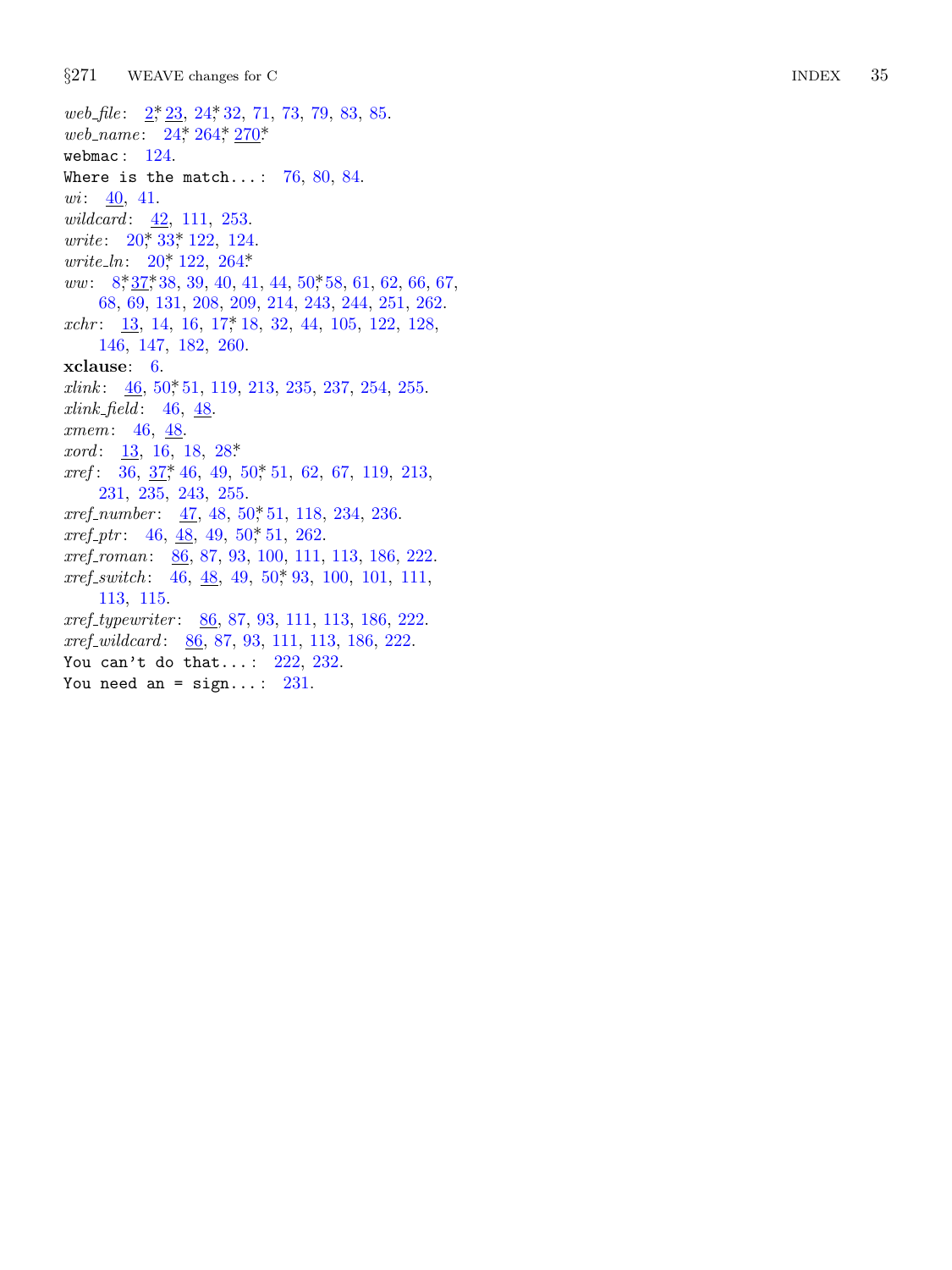*web_file*: 2*, 23, 24*, 32, 71, 73, 79, 83, 85.
*web_name*: 24*, 264*, 270*.
`webmac`: 124.
`Where is the match...`: 76, 80, 84.
*wi*: 40, 41.
*wildcard*: 42, 111, 253.
*write*: 20*, 33*, 122, 124.
*write_ln*: 20*, 122, 264*.
*ww*: 8*, 37*, 38, 39, 40, 41, 44, 50*, 58, 61, 62, 66, 67, 68, 69, 131, 208, 209, 214, 243, 244, 251, 262.
*xchr*: 13, 14, 16, 17*, 18, 32, 44, 105, 122, 128, 146, 147, 182, 260.
**xclause**: 6.
*xlink*: 46, 50*, 51, 119, 213, 235, 237, 254, 255.
*xlink_field*: 46, 48.
*xmem*: 46, 48.
*xord*: 13, 16, 18, 28*.
*xref*: 36, 37*, 46, 49, 50*, 51, 62, 67, 119, 213, 231, 235, 243, 255.
*xref_number*: 47, 48, 50*, 51, 118, 234, 236.
*xref_ptr*: 46, 48, 49, 50*, 51, 262.
*xref_roman*: 86, 87, 93, 100, 111, 113, 186, 222.
*xref_switch*: 46, 48, 49, 50*, 93, 100, 101, 111, 113, 115.
*xref_typewriter*: 86, 87, 93, 111, 113, 186, 222.
*xref_wildcard*: 86, 87, 93, 111, 113, 186, 222.
`You can't do that...`: 222, 232.
`You need an = sign...`: 231.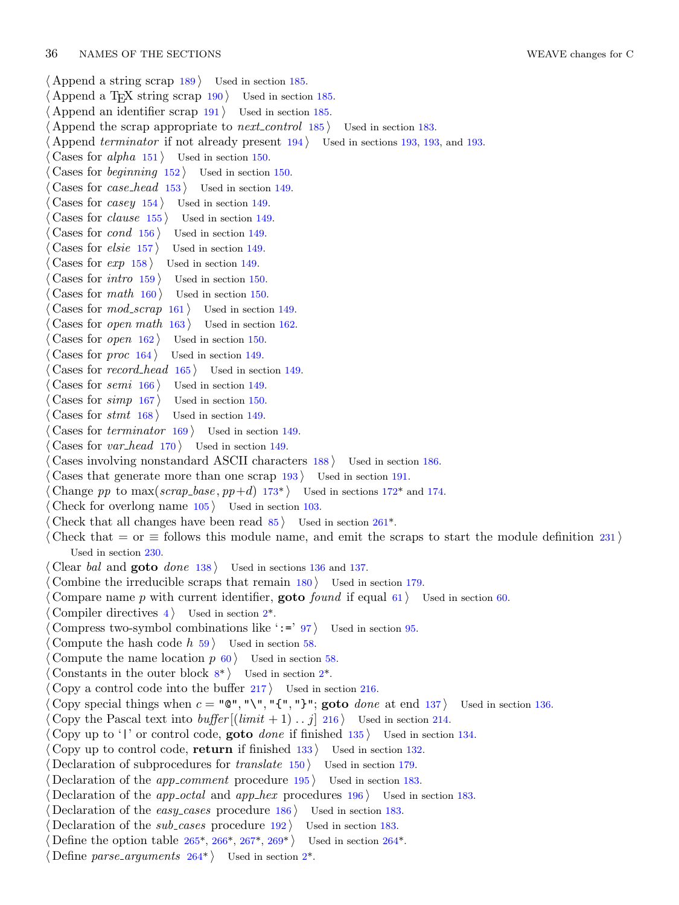⟨ Append a string scrap 189 ⟩ Used in section 185.
⟨ Append a TEX string scrap 190 ⟩ Used in section 185.
⟨ Append an identifier scrap 191 ⟩ Used in section 185.
⟨ Append the scrap appropriate to *next_control* 185 ⟩ Used in section 183.
⟨ Append *terminator* if not already present 194 ⟩ Used in sections 193, 193, and 193.
⟨ Cases for *alpha* 151 ⟩ Used in section 150.
⟨ Cases for *beginning* 152 ⟩ Used in section 150.
⟨ Cases for *case_head* 153 ⟩ Used in section 149.
⟨ Cases for *casey* 154 ⟩ Used in section 149.
⟨ Cases for *clause* 155 ⟩ Used in section 149.
⟨ Cases for *cond* 156 ⟩ Used in section 149.
⟨ Cases for *elsie* 157 ⟩ Used in section 149.
⟨ Cases for *exp* 158 ⟩ Used in section 149.
⟨ Cases for *intro* 159 ⟩ Used in section 150.
⟨ Cases for *math* 160 ⟩ Used in section 150.
⟨ Cases for *mod_scrap* 161 ⟩ Used in section 149.
⟨ Cases for *open math* 163 ⟩ Used in section 162.
⟨ Cases for *open* 162 ⟩ Used in section 150.
⟨ Cases for *proc* 164 ⟩ Used in section 149.
⟨ Cases for *record_head* 165 ⟩ Used in section 149.
⟨ Cases for *semi* 166 ⟩ Used in section 149.
⟨ Cases for *simp* 167 ⟩ Used in section 150.
⟨ Cases for *stmt* 168 ⟩ Used in section 149.
⟨ Cases for *terminator* 169 ⟩ Used in section 149.
⟨ Cases for *var_head* 170 ⟩ Used in section 149.
⟨ Cases involving nonstandard ASCII characters 188 ⟩ Used in section 186.
⟨ Cases that generate more than one scrap 193 ⟩ Used in section 191.
⟨ Change *pp* to $\max(scrap\_base, pp+d)$ 173* ⟩ Used in sections 172* and 174.
⟨ Check for overlong name 105 ⟩ Used in section 103.
⟨ Check that all changes have been read 85 ⟩ Used in section 261*.
⟨ Check that = or ≡ follows this module name, and emit the scraps to start the module definition 231 ⟩ Used in section 230.
⟨ Clear *bal* and **goto** *done* 138 ⟩ Used in sections 136 and 137.
⟨ Combine the irreducible scraps that remain 180 ⟩ Used in section 179.
⟨ Compare name *p* with current identifier, **goto** *found* if equal 61 ⟩ Used in section 60.
⟨ Compiler directives 4 ⟩ Used in section 2*.
⟨ Compress two-symbol combinations like ':=' 97 ⟩ Used in section 95.
⟨ Compute the hash code *h* 59 ⟩ Used in section 58.
⟨ Compute the name location *p* 60 ⟩ Used in section 58.
⟨ Constants in the outer block 8* ⟩ Used in section 2*.
⟨ Copy a control code into the buffer 217 ⟩ Used in section 216.
⟨ Copy special things when *c* = "@", "\", "{", "}"; **goto** *done* at end 137 ⟩ Used in section 136.
⟨ Copy the Pascal text into $buffer[(limit + 1) \mathinner{..} j]$ 216 ⟩ Used in section 214.
⟨ Copy up to '|' or control code, **goto** *done* if finished 135 ⟩ Used in section 134.
⟨ Copy up to control code, **return** if finished 133 ⟩ Used in section 132.
⟨ Declaration of subprocedures for *translate* 150 ⟩ Used in section 179.
⟨ Declaration of the *app_comment* procedure 195 ⟩ Used in section 183.
⟨ Declaration of the *app_octal* and *app_hex* procedures 196 ⟩ Used in section 183.
⟨ Declaration of the *easy_cases* procedure 186 ⟩ Used in section 183.
⟨ Declaration of the *sub_cases* procedure 192 ⟩ Used in section 183.
⟨ Define the option table 265*, 266*, 267*, 269* ⟩ Used in section 264*.
⟨ Define *parse_arguments* 264* ⟩ Used in section 2*.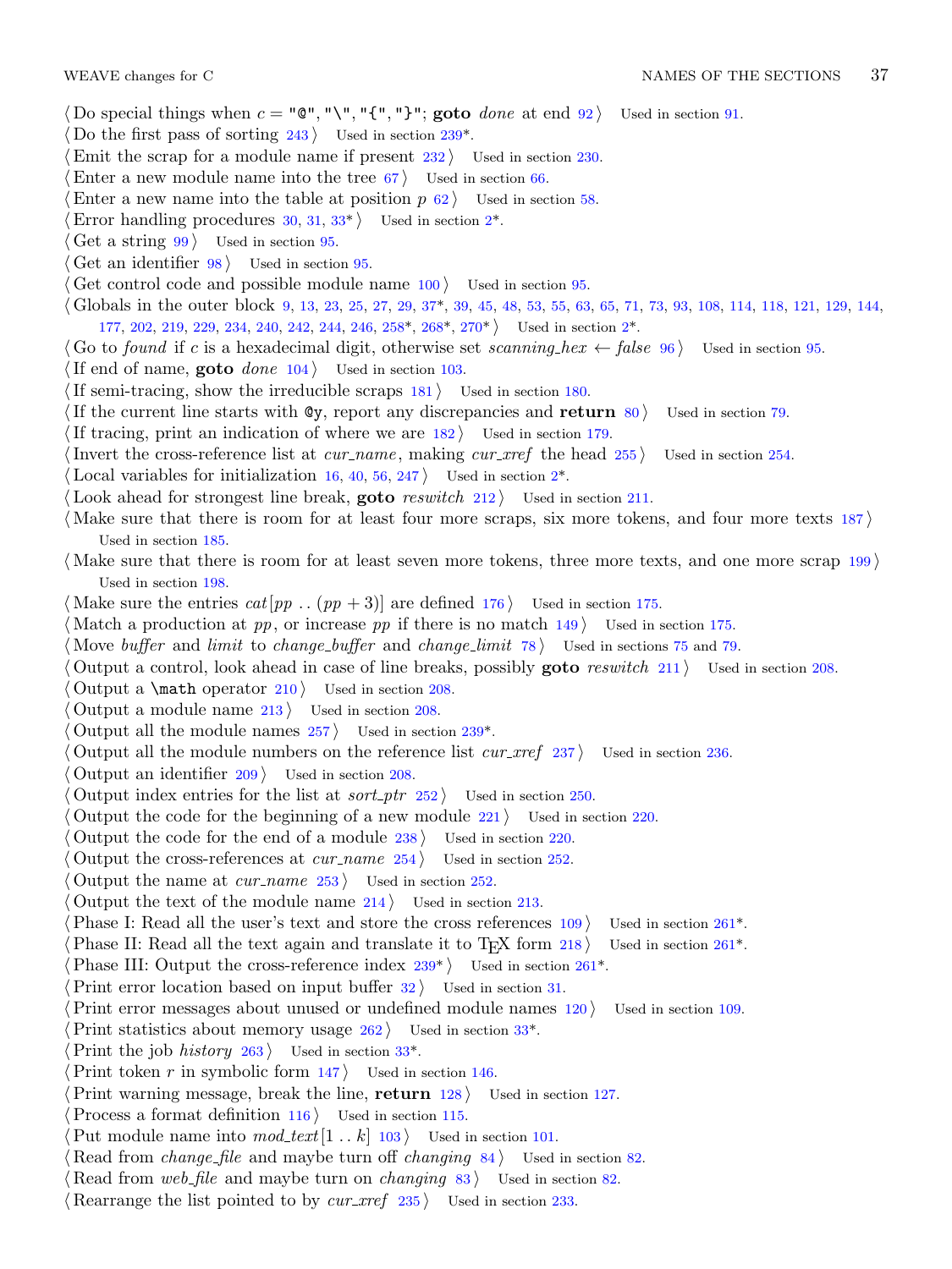⟨ Do special things when $c =$ "@", "\", "{", "}"; **goto** *done* at end 92 ⟩ Used in section 91.
⟨ Do the first pass of sorting 243 ⟩ Used in section 239*.
⟨ Emit the scrap for a module name if present 232 ⟩ Used in section 230.
⟨ Enter a new module name into the tree 67 ⟩ Used in section 66.
⟨ Enter a new name into the table at position $p$ 62 ⟩ Used in section 58.
⟨ Error handling procedures 30, 31, 33* ⟩ Used in section 2*.
⟨ Get a string 99 ⟩ Used in section 95.
⟨ Get an identifier 98 ⟩ Used in section 95.
⟨ Get control code and possible module name 100 ⟩ Used in section 95.
⟨ Globals in the outer block 9, 13, 23, 25, 27, 29, 37*, 39, 45, 48, 53, 55, 63, 65, 71, 73, 93, 108, 114, 118, 121, 129, 144, 177, 202, 219, 229, 234, 240, 242, 244, 246, 258*, 268*, 270* ⟩ Used in section 2*.
⟨ Go to *found* if $c$ is a hexadecimal digit, otherwise set *scanning_hex* ← *false* 96 ⟩ Used in section 95.
⟨ If end of name, **goto** *done* 104 ⟩ Used in section 103.
⟨ If semi-tracing, show the irreducible scraps 181 ⟩ Used in section 180.
⟨ If the current line starts with @y, report any discrepancies and **return** 80 ⟩ Used in section 79.
⟨ If tracing, print an indication of where we are 182 ⟩ Used in section 179.
⟨ Invert the cross-reference list at *cur_name*, making *cur_xref* the head 255 ⟩ Used in section 254.
⟨ Local variables for initialization 16, 40, 56, 247 ⟩ Used in section 2*.
⟨ Look ahead for strongest line break, **goto** *reswitch* 212 ⟩ Used in section 211.
⟨ Make sure that there is room for at least four more scraps, six more tokens, and four more texts 187 ⟩ Used in section 185.
⟨ Make sure that there is room for at least seven more tokens, three more texts, and one more scrap 199 ⟩ Used in section 198.
⟨ Make sure the entries $cat[pp \mathinner{..} (pp + 3)]$ are defined 176 ⟩ Used in section 175.
⟨ Match a production at $pp$, or increase $pp$ if there is no match 149 ⟩ Used in section 175.
⟨ Move *buffer* and *limit* to *change_buffer* and *change_limit* 78 ⟩ Used in sections 75 and 79.
⟨ Output a control, look ahead in case of line breaks, possibly **goto** *reswitch* 211 ⟩ Used in section 208.
⟨ Output a \math operator 210 ⟩ Used in section 208.
⟨ Output a module name 213 ⟩ Used in section 208.
⟨ Output all the module names 257 ⟩ Used in section 239*.
⟨ Output all the module numbers on the reference list *cur_xref* 237 ⟩ Used in section 236.
⟨ Output an identifier 209 ⟩ Used in section 208.
⟨ Output index entries for the list at *sort_ptr* 252 ⟩ Used in section 250.
⟨ Output the code for the beginning of a new module 221 ⟩ Used in section 220.
⟨ Output the code for the end of a module 238 ⟩ Used in section 220.
⟨ Output the cross-references at *cur_name* 254 ⟩ Used in section 252.
⟨ Output the name at *cur_name* 253 ⟩ Used in section 252.
⟨ Output the text of the module name 214 ⟩ Used in section 213.
⟨ Phase I: Read all the user's text and store the cross references 109 ⟩ Used in section 261*.
⟨ Phase II: Read all the text again and translate it to TEX form 218 ⟩ Used in section 261*.
⟨ Phase III: Output the cross-reference index 239* ⟩ Used in section 261*.
⟨ Print error location based on input buffer 32 ⟩ Used in section 31.
⟨ Print error messages about unused or undefined module names 120 ⟩ Used in section 109.
⟨ Print statistics about memory usage 262 ⟩ Used in section 33*.
⟨ Print the job *history* 263 ⟩ Used in section 33*.
⟨ Print token $r$ in symbolic form 147 ⟩ Used in section 146.
⟨ Print warning message, break the line, **return** 128 ⟩ Used in section 127.
⟨ Process a format definition 116 ⟩ Used in section 115.
⟨ Put module name into $mod\_text[1 \mathinner{..} k]$ 103 ⟩ Used in section 101.
⟨ Read from *change_file* and maybe turn off *changing* 84 ⟩ Used in section 82.
⟨ Read from *web_file* and maybe turn on *changing* 83 ⟩ Used in section 82.
⟨ Rearrange the list pointed to by *cur_xref* 235 ⟩ Used in section 233.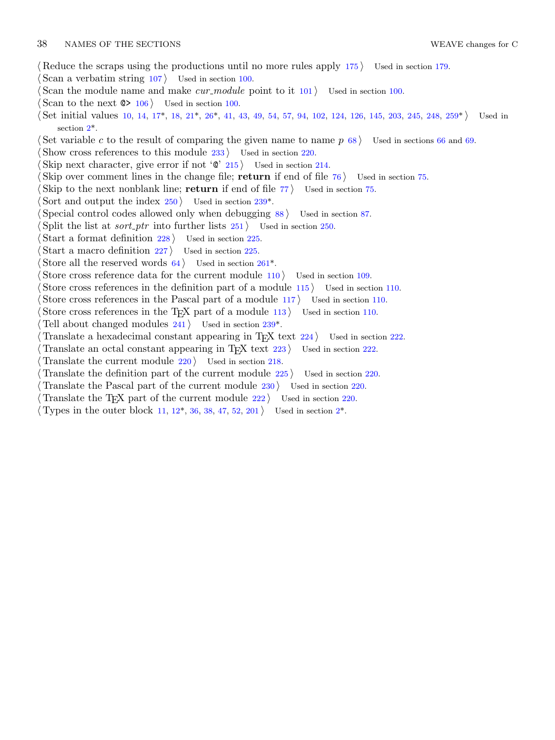⟨ Reduce the scraps using the productions until no more rules apply 175 ⟩ Used in section 179.
⟨ Scan a verbatim string 107 ⟩ Used in section 100.
⟨ Scan the module name and make *cur_module* point to it 101 ⟩ Used in section 100.
⟨ Scan to the next @> 106 ⟩ Used in section 100.
⟨ Set initial values 10, 14, 17*, 18, 21*, 26*, 41, 43, 49, 54, 57, 94, 102, 124, 126, 145, 203, 245, 248, 259* ⟩ Used in section 2*.
⟨ Set variable $c$ to the result of comparing the given name to name $p$ 68 ⟩ Used in sections 66 and 69.
⟨ Show cross references to this module 233 ⟩ Used in section 220.
⟨ Skip next character, give error if not '@' 215 ⟩ Used in section 214.
⟨ Skip over comment lines in the change file; **return** if end of file 76 ⟩ Used in section 75.
⟨ Skip to the next nonblank line; **return** if end of file 77 ⟩ Used in section 75.
⟨ Sort and output the index 250 ⟩ Used in section 239*.
⟨ Special control codes allowed only when debugging 88 ⟩ Used in section 87.
⟨ Split the list at *sort_ptr* into further lists 251 ⟩ Used in section 250.
⟨ Start a format definition 228 ⟩ Used in section 225.
⟨ Start a macro definition 227 ⟩ Used in section 225.
⟨ Store all the reserved words 64 ⟩ Used in section 261*.
⟨ Store cross reference data for the current module 110 ⟩ Used in section 109.
⟨ Store cross references in the definition part of a module 115 ⟩ Used in section 110.
⟨ Store cross references in the Pascal part of a module 117 ⟩ Used in section 110.
⟨ Store cross references in the TEX part of a module 113 ⟩ Used in section 110.
⟨ Tell about changed modules 241 ⟩ Used in section 239*.
⟨ Translate a hexadecimal constant appearing in TEX text 224 ⟩ Used in section 222.
⟨ Translate an octal constant appearing in TEX text 223 ⟩ Used in section 222.
⟨ Translate the current module 220 ⟩ Used in section 218.
⟨ Translate the definition part of the current module 225 ⟩ Used in section 220.
⟨ Translate the Pascal part of the current module 230 ⟩ Used in section 220.
⟨ Translate the TEX part of the current module 222 ⟩ Used in section 220.
⟨ Types in the outer block 11, 12*, 36, 38, 47, 52, 201 ⟩ Used in section 2*.